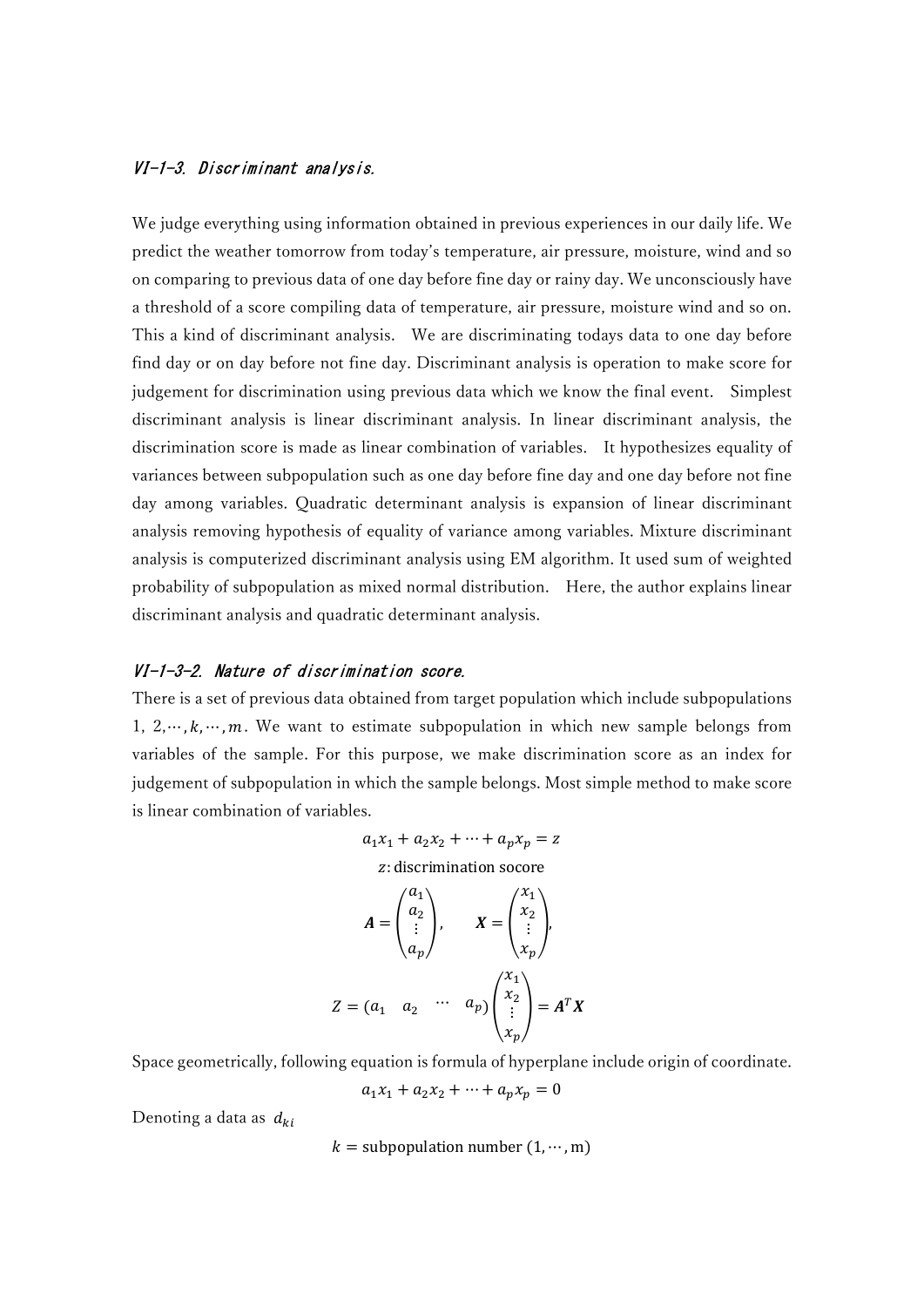## VI-1-3. Discriminant analysis.

We judge everything using information obtained in previous experiences in our daily life. We predict the weather tomorrow from today's temperature, air pressure, moisture, wind and so on comparing to previous data of one day before fine day or rainy day. We unconsciously have a threshold of a score compiling data of temperature, air pressure, moisture wind and so on. This a kind of discriminant analysis. We are discriminating todays data to one day before find day or on day before not fine day. Discriminant analysis is operation to make score for judgement for discrimination using previous data which we know the final event. Simplest discriminant analysis is linear discriminant analysis. In linear discriminant analysis, the discrimination score is made as linear combination of variables. It hypothesizes equality of variances between subpopulation such as one day before fine day and one day before not fine day among variables. Quadratic determinant analysis is expansion of linear discriminant analysis removing hypothesis of equality of variance among variables. Mixture discriminant analysis is computerized discriminant analysis using EM algorithm. It used sum of weighted probability of subpopulation as mixed normal distribution. Here, the author explains linear discriminant analysis and quadratic determinant analysis.

### VI-1-3-2. Nature of discrimination score.

There is a set of previous data obtained from target population which include subpopulations $1, 2, \cdots, k, \cdots, m$. We want to estimate subpopulation in which new sample belongs from variables of the sample. For this purpose, we make discrimination score as an index for judgement of subpopulation in which the sample belongs. Most simple method to make score is linear combination of variables.

$$a_1x_1 + a_2x_2 + \cdots + a_px_p = z$$

$$z\text{: discrimination socore}$$

$$\boldsymbol{A} = \begin{pmatrix} a_1 \\ a_2 \\ \vdots \\ a_p \end{pmatrix}, \qquad \boldsymbol{X} = \begin{pmatrix} x_1 \\ x_2 \\ \vdots \\ x_p \end{pmatrix},$$

$$Z = \begin{pmatrix} a_1 & a_2 & \cdots & a_p \end{pmatrix} \begin{pmatrix} x_1 \\ x_2 \\ \vdots \\ x_p \end{pmatrix} = \boldsymbol{A}^T\boldsymbol{X}$$

Space geometrically, following equation is formula of hyperplane include origin of coordinate.

$$a_1x_1 + a_2x_2 + \cdots + a_px_p = 0$$

Denoting a data as $d_{ki}$

$$k = \text{subpopulation number } (1, \cdots, \text{m})$$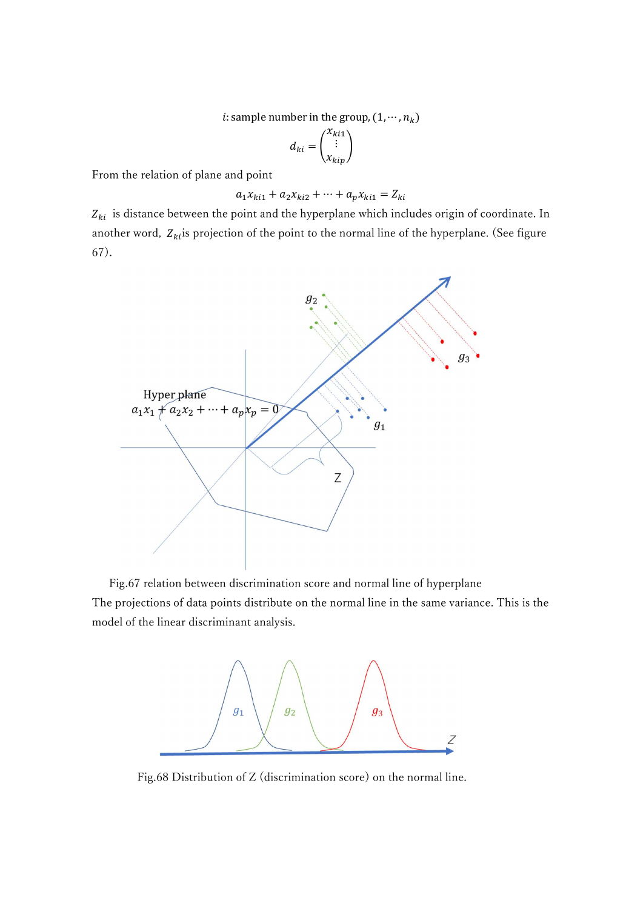$i$: sample number in the group, $(1, \cdots, n_k)$

$$d_{ki} = \begin{pmatrix} x_{ki1} \\ \vdots \\ x_{kip} \end{pmatrix}$$

From the relation of plane and point

$$a_1 x_{ki1} + a_2 x_{ki2} + \cdots + a_p x_{ki1} = Z_{ki}$$

$Z_{ki}$ is distance between the point and the hyperplane which includes origin of coordinate. In another word, $Z_{ki}$ is projection of the point to the normal line of the hyperplane. (See figure 67).

Fig.67 relation between discrimination score and normal line of hyperplane

The projections of data points distribute on the normal line in the same variance. This is the model of the linear discriminant analysis.

Fig.68 Distribution of Z (discrimination score) on the normal line.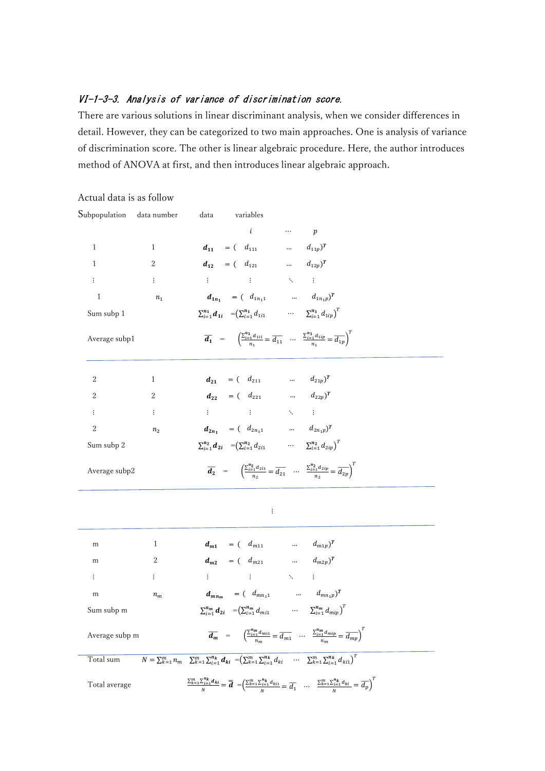### *VI-1-3-3. Analysis of variance of discrimination score.*

There are various solutions in linear discriminant analysis, when we consider differences in detail. However, they can be categorized to two main approaches. One is analysis of variance of discrimination score. The other is linear algebraic procedure. Here, the author introduces method of ANOVA at first, and then introduces linear algebraic approach.

Actual data is as follow

| Subpopulation | data number | data | | variables | | |
|---|---|---|---|---|---|---|
| | | | | $i$ | $\cdots$ | $p$ |
| 1 | 1 | $\boldsymbol{d_{11}}$ | $=($ | $d_{111}$ | $\cdots$ | $d_{11p})^T$ |
| 1 | 2 | $\boldsymbol{d_{12}}$ | $=($ | $d_{121}$ | $\cdots$ | $d_{12p})^T$ |
| $\vdots$ | $\vdots$ | $\vdots$ | | $\vdots$ | $\ddots$ | $\vdots$ |
| 1 | $n_1$ | $\boldsymbol{d_{1n_1}}$ | $=($ | $d_{1n_1 1}$ | $\cdots$ | $d_{1n_1 p})^T$ |
| Sum subp 1 | | $\sum_{i=1}^{n_1}\boldsymbol{d_{1i}}$ | $=($ | $\sum_{i=1}^{n_1} d_{1i1}$ | $\cdots$ | $\sum_{i=1}^{n_1} d_{1ip})^T$ |
| Average subp1 | | $\overline{\boldsymbol{d_1}}$ | $=$ | $\left(\frac{\sum_{i=1}^{n_1} d_{1i1}}{n_1} = \overline{d_{11}}\right.$ | $\cdots$ | $\left.\frac{\sum_{i=1}^{n_1} d_{1ip}}{n_1} = \overline{d_{1p}}\right)^T$ |
| 2 | 1 | $\boldsymbol{d_{21}}$ | $=($ | $d_{211}$ | $\cdots$ | $d_{21p})^T$ |
| 2 | 2 | $\boldsymbol{d_{22}}$ | $=($ | $d_{221}$ | $\cdots$ | $d_{22p})^T$ |
| $\vdots$ | $\vdots$ | $\vdots$ | | $\vdots$ | $\ddots$ | $\vdots$ |
| 2 | $n_2$ | $\boldsymbol{d_{2n_1}}$ | $=($ | $d_{2n_1 1}$ | $\cdots$ | $d_{2n_1 p})^T$ |
| Sum subp 2 | | $\sum_{i=1}^{n_2}\boldsymbol{d_{2i}}$ | $=($ | $\sum_{i=1}^{n_2} d_{2i1}$ | $\cdots$ | $\sum_{i=1}^{n_2} d_{2ip})^T$ |
| Average subp2 | | $\overline{\boldsymbol{d_2}}$ | $=$ | $\left(\frac{\sum_{i=1}^{n_2} d_{2i1}}{n_2} = \overline{d_{21}}\right.$ | $\cdots$ | $\left.\frac{\sum_{i=1}^{n_2} d_{2ip}}{n_2} = \overline{d_{2p}}\right)^T$ |
| | | | | $\vdots$ | | |
| m | 1 | $\boldsymbol{d_{m1}}$ | $=($ | $d_{m11}$ | $\cdots$ | $d_{m1p})^T$ |
| m | 2 | $\boldsymbol{d_{m2}}$ | $=($ | $d_{m21}$ | $\cdots$ | $d_{m2p})^T$ |
| $\vdots$ | $\vdots$ | $\vdots$ | | $\vdots$ | $\ddots$ | $\vdots$ |
| m | $n_m$ | $\boldsymbol{d_{mn_m}}$ | $=($ | $d_{mn_1 1}$ | $\cdots$ | $d_{mn_1 p})^T$ |
| Sum subp m | | $\sum_{i=1}^{n_m}\boldsymbol{d_{2i}}$ | $=($ | $\sum_{i=1}^{n_m} d_{mi1}$ | $\cdots$ | $\sum_{i=1}^{n_m} d_{mip})^T$ |
| Average subp m | | $\overline{\boldsymbol{d_m}}$ | $=$ | $\left(\frac{\sum_{i=1}^{n_m} d_{mi1}}{n_m} = \overline{d_{m1}}\right.$ | $\cdots$ | $\left.\frac{\sum_{i=1}^{n_m} d_{mip}}{n_m} = \overline{d_{mp}}\right)^T$ |
| Total sum | $N = \sum_{k=1}^{m} n_m$ | $\sum_{k=1}^{m}\sum_{i=1}^{n_k}\boldsymbol{d_{ki}}$ | $=($ | $\sum_{k=1}^{m}\sum_{i=1}^{n_k} d_{ki}$ | $\cdots$ | $\sum_{k=1}^{m}\sum_{i=1}^{n_k} d_{ki1})^T$ |
| Total average | | $\frac{\sum_{k=1}^{m}\sum_{i=1}^{n_k}\boldsymbol{d_{ki}}}{N} = \overline{\overline{\boldsymbol{d}}}$ | $=$ | $\left(\frac{\sum_{k=1}^{m}\sum_{i=1}^{n_k} d_{ki1}}{N} = \overline{d_1}\right.$ | $\cdots$ | $\left.\frac{\sum_{k=1}^{m}\sum_{i=1}^{n_k} d_{ki}}{N} = \overline{d_p}\right)^T$ |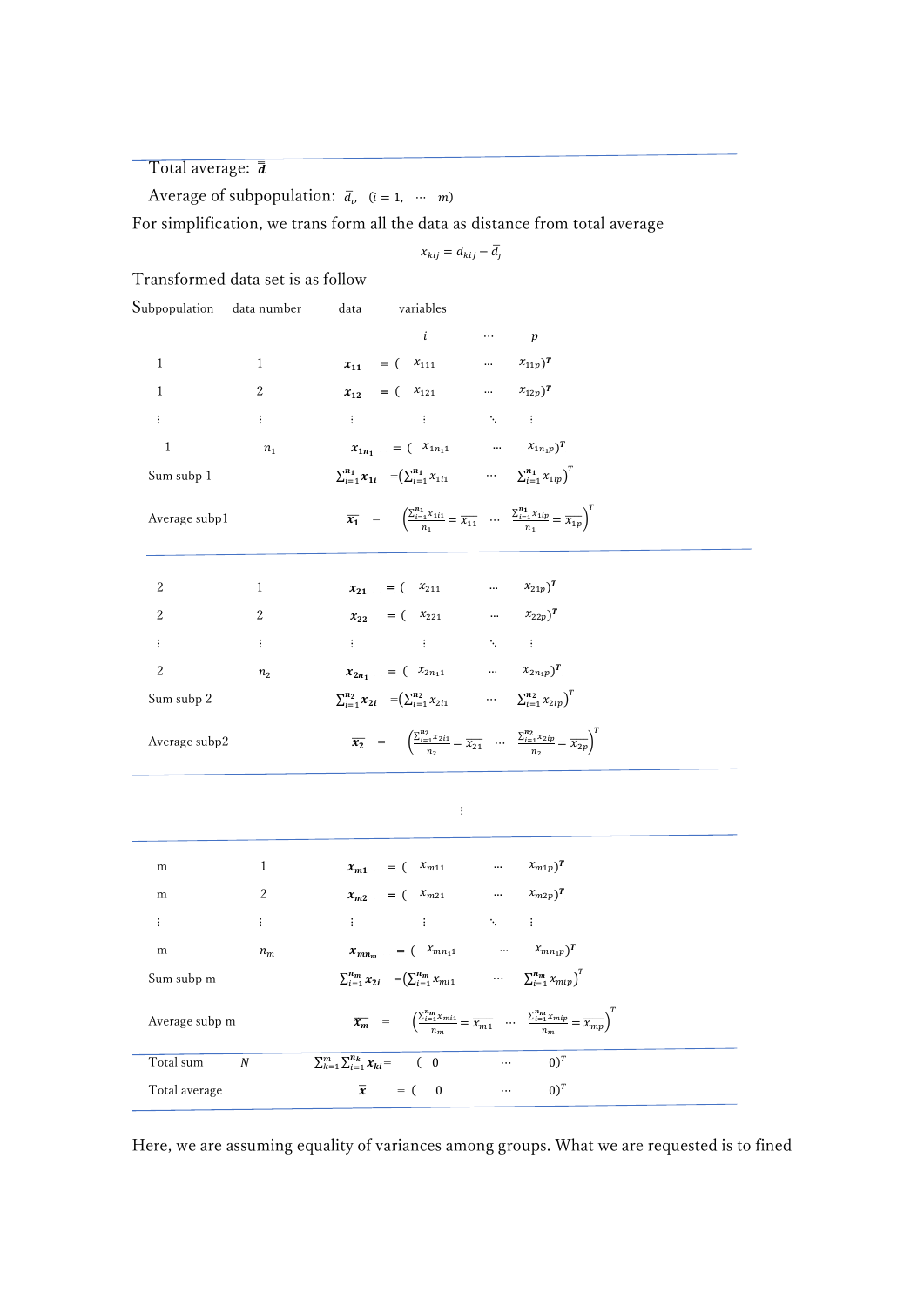Total average: $\bar{\bar{\boldsymbol{d}}}$

Average of subpopulation: $\bar{d}_i$, $(i = 1, \cdots m)$

For simplification, we trans form all the data as distance from total average

$$x_{kij} = d_{kij} - \bar{d}_j$$

Transformed data set is as follow

| Subpopulation | data number | data | | variables | | |
|---|---|---|---|---|---|---|
| | | | | $i$ | $\cdots$ | $p$ |
| 1 | 1 | $\boldsymbol{x_{11}}$ | $=$ ( | $x_{111}$ | $\cdots$ | $x_{11p})^T$ |
| 1 | 2 | $\boldsymbol{x_{12}}$ | $=$ ( | $x_{121}$ | $\cdots$ | $x_{12p})^T$ |
| $\vdots$ | $\vdots$ | $\vdots$ | | $\vdots$ | $\ddots$ | $\vdots$ |
| 1 | $n_1$ | $\boldsymbol{x_{1n_1}}$ | $=$ ( | $x_{1n_11}$ | $\cdots$ | $x_{1n_1p})^T$ |
| Sum subp 1 | | $\sum_{i=1}^{n_1}\boldsymbol{x_{1i}}$ | $=($ | $\sum_{i=1}^{n_1}x_{1i1}$ | $\cdots$ | $\sum_{i=1}^{n_1}x_{1ip})^T$ |
| Average subp1 | | $\overline{\boldsymbol{x_1}}$ | $=$ | $\left(\frac{\sum_{i=1}^{n_1}x_{1i1}}{n_1} = \overline{x_{11}}\right.$ | $\cdots$ | $\left.\frac{\sum_{i=1}^{n_1}x_{1ip}}{n_1} = \overline{x_{1p}}\right)^T$ |
| 2 | 1 | $\boldsymbol{x_{21}}$ | $=$ ( | $x_{211}$ | $\cdots$ | $x_{21p})^T$ |
| 2 | 2 | $\boldsymbol{x_{22}}$ | $=$ ( | $x_{221}$ | $\cdots$ | $x_{22p})^T$ |
| $\vdots$ | $\vdots$ | $\vdots$ | | $\vdots$ | $\ddots$ | $\vdots$ |
| 2 | $n_2$ | $\boldsymbol{x_{2n_1}}$ | $=$ ( | $x_{2n_11}$ | $\cdots$ | $x_{2n_1p})^T$ |
| Sum subp 2 | | $\sum_{i=1}^{n_2}\boldsymbol{x_{2i}}$ | $=($ | $\sum_{i=1}^{n_2}x_{2i1}$ | $\cdots$ | $\sum_{i=1}^{n_2}x_{2ip})^T$ |
| Average subp2 | | $\overline{\boldsymbol{x_2}}$ | $=$ | $\left(\frac{\sum_{i=1}^{n_2}x_{2i1}}{n_2} = \overline{x_{21}}\right.$ | $\cdots$ | $\left.\frac{\sum_{i=1}^{n_2}x_{2ip}}{n_2} = \overline{x_{2p}}\right)^T$ |
| | | | | $\vdots$ | | |
| m | 1 | $\boldsymbol{x_{m1}}$ | $=$ ( | $x_{m11}$ | $\cdots$ | $x_{m1p})^T$ |
| m | 2 | $\boldsymbol{x_{m2}}$ | $=$ ( | $x_{m21}$ | $\cdots$ | $x_{m2p})^T$ |
| $\vdots$ | $\vdots$ | $\vdots$ | | $\vdots$ | $\ddots$ | $\vdots$ |
| m | $n_m$ | $\boldsymbol{x_{mn_m}}$ | $=$ ( | $x_{mn_11}$ | $\cdots$ | $x_{mn_1p})^T$ |
| Sum subp m | | $\sum_{i=1}^{n_m}\boldsymbol{x_{2i}}$ | $=($ | $\sum_{i=1}^{n_m}x_{mi1}$ | $\cdots$ | $\sum_{i=1}^{n_m}x_{mip})^T$ |
| Average subp m | | $\overline{\boldsymbol{x_m}}$ | $=$ | $\left(\frac{\sum_{i=1}^{n_m}x_{mi1}}{n_m} = \overline{x_{m1}}\right.$ | $\cdots$ | $\left.\frac{\sum_{i=1}^{n_m}x_{mip}}{n_m} = \overline{x_{mp}}\right)^T$ |
| Total sum | $N$ | $\sum_{k=1}^{m}\sum_{i=1}^{n_k}\boldsymbol{x_{ki}}$ | $=$ ( | 0 | $\cdots$ | $0)^T$ |
| Total average | | $\bar{\bar{\boldsymbol{x}}}$ | $=$ ( | 0 | $\cdots$ | $0)^T$ |

Here, we are assuming equality of variances among groups. What we are requested is to fined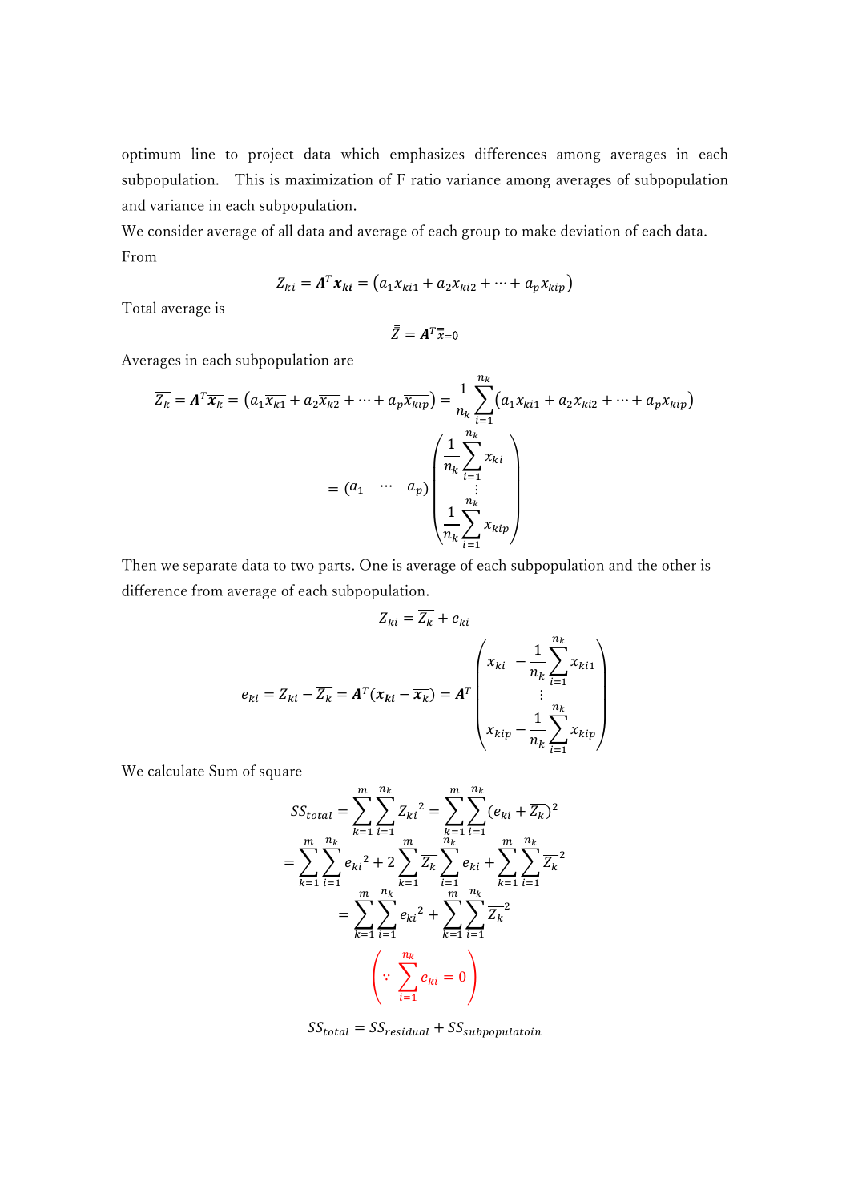optimum line to project data which emphasizes differences among averages in each subpopulation. This is maximization of F ratio variance among averages of subpopulation and variance in each subpopulation.

We consider average of all data and average of each group to make deviation of each data.

From

$$Z_{ki} = \boldsymbol{A}^T \boldsymbol{x_{ki}} = \left(a_1 x_{ki1} + a_2 x_{ki2} + \cdots + a_p x_{kip}\right)$$

Total average is

$$\bar{\bar{Z}} = \boldsymbol{A}^T \bar{\bar{\boldsymbol{x}}} = 0$$

Averages in each subpopulation are

$$\overline{Z_k} = \boldsymbol{A}^T \overline{\boldsymbol{x}_k} = \left(a_1 \overline{x_{k1}} + a_2 \overline{x_{k2}} + \cdots + a_p \overline{x_{kp}}\right) = \frac{1}{n_k} \sum_{i=1}^{n_k} \left(a_1 x_{ki1} + a_2 x_{ki2} + \cdots + a_p x_{kip}\right)$$

$$= \begin{pmatrix} a_1 & \cdots & a_p \end{pmatrix} \begin{pmatrix} \frac{1}{n_k} \sum_{i=1}^{n_k} x_{ki} \\ \vdots \\ \frac{1}{n_k} \sum_{i=1}^{n_k} x_{kip} \end{pmatrix}$$

Then we separate data to two parts. One is average of each subpopulation and the other is difference from average of each subpopulation.

$$Z_{ki} = \overline{Z_k} + e_{ki}$$

$$e_{ki} = Z_{ki} - \overline{Z_k} = \boldsymbol{A}^T (\boldsymbol{x_{ki}} - \overline{\boldsymbol{x}_k}) = \boldsymbol{A}^T \begin{pmatrix} x_{ki} - \frac{1}{n_k} \sum_{i=1}^{n_k} x_{ki1} \\ \vdots \\ x_{kip} - \frac{1}{n_k} \sum_{i=1}^{n_k} x_{kip} \end{pmatrix}$$

We calculate Sum of square

$$SS_{total} = \sum_{k=1}^{m} \sum_{i=1}^{n_k} {Z_{ki}}^2 = \sum_{k=1}^{m} \sum_{i=1}^{n_k} (e_{ki} + \overline{Z_k})^2$$

$$= \sum_{k=1}^{m} \sum_{i=1}^{n_k} {e_{ki}}^2 + 2 \sum_{k=1}^{m} \overline{Z_k} \sum_{i=1}^{n_k} e_{ki} + \sum_{k=1}^{m} \sum_{i=1}^{n_k} \overline{Z_k}^2$$

$$= \sum_{k=1}^{m} \sum_{i=1}^{n_k} {e_{ki}}^2 + \sum_{k=1}^{m} \sum_{i=1}^{n_k} \overline{Z_k}^2$$

$$\left( \because \sum_{i=1}^{n_k} e_{ki} = 0 \right)$$

$$SS_{total} = SS_{residual} + SS_{subpopulatoin}$$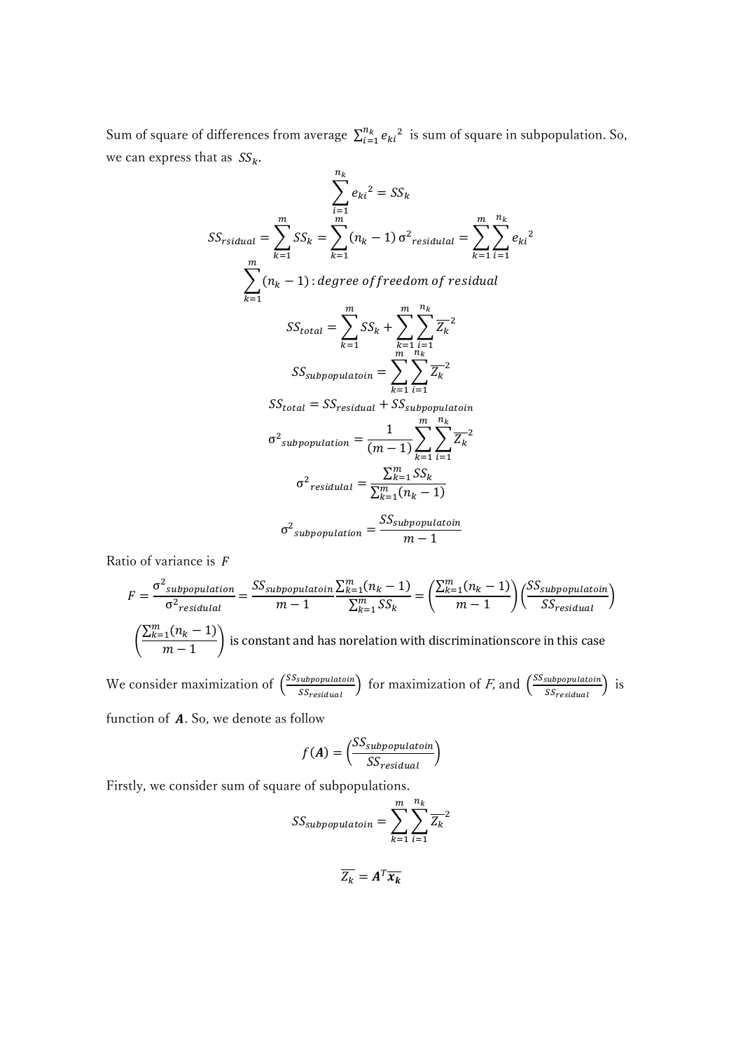Sum of square of differences from average $\sum_{i=1}^{n_k} {e_{ki}}^2$ is sum of square in subpopulation. So, we can express that as $SS_k$.

$$\sum_{i=1}^{n_k} {e_{ki}}^2 = SS_k$$

$$SS_{rsidual} = \sum_{k=1}^{m} SS_k = \sum_{k=1}^{m} (n_k - 1)\,\sigma^2{}_{residulal} = \sum_{k=1}^{m}\sum_{i=1}^{n_k} {e_{ki}}^2$$

$$\sum_{k=1}^{m} (n_k - 1): degree\ of freedom\ of\ residual$$

$$SS_{total} = \sum_{k=1}^{m} SS_k + \sum_{k=1}^{m}\sum_{i=1}^{n_k} \overline{Z_k}^2$$

$$SS_{subpopulatoin} = \sum_{k=1}^{m}\sum_{i=1}^{n_k} \overline{Z_k}^2$$

$$SS_{total} = SS_{residual} + SS_{subpopulatoin}$$

$$\sigma^2{}_{subpopulation} = \frac{1}{(m-1)}\sum_{k=1}^{m}\sum_{i=1}^{n_k} \overline{Z_k}^2$$

$$\sigma^2{}_{residulal} = \frac{\sum_{k=1}^{m} SS_k}{\sum_{k=1}^{m}(n_k - 1)}$$

$$\sigma^2{}_{subpopulation} = \frac{SS_{subpopulatoin}}{m-1}$$

Ratio of variance is $F$

$$F = \frac{\sigma^2{}_{subpopulation}}{\sigma^2{}_{residulal}} = \frac{SS_{subpopulatoin}}{m-1}\frac{\sum_{k=1}^{m}(n_k - 1)}{\sum_{k=1}^{m} SS_k} = \left(\frac{\sum_{k=1}^{m}(n_k - 1)}{m-1}\right)\left(\frac{SS_{subpopulatoin}}{SS_{residual}}\right)$$

$\left(\frac{\sum_{k=1}^{m}(n_k - 1)}{m-1}\right)$ is constant and has norelation with discriminationscore in this case

We consider maximization of $\left(\frac{SS_{subpopulatoin}}{SS_{residual}}\right)$ for maximization of $F$, and $\left(\frac{SS_{subpopulatoin}}{SS_{residual}}\right)$ is function of $\boldsymbol{A}$. So, we denote as follow

$$f(\boldsymbol{A}) = \left(\frac{SS_{subpopulatoin}}{SS_{residual}}\right)$$

Firstly, we consider sum of square of subpopulations.

$$SS_{subpopulatoin} = \sum_{k=1}^{m}\sum_{i=1}^{n_k} \overline{Z_k}^2$$

$$\overline{Z_k} = \boldsymbol{A}^T\overline{\boldsymbol{x_k}}$$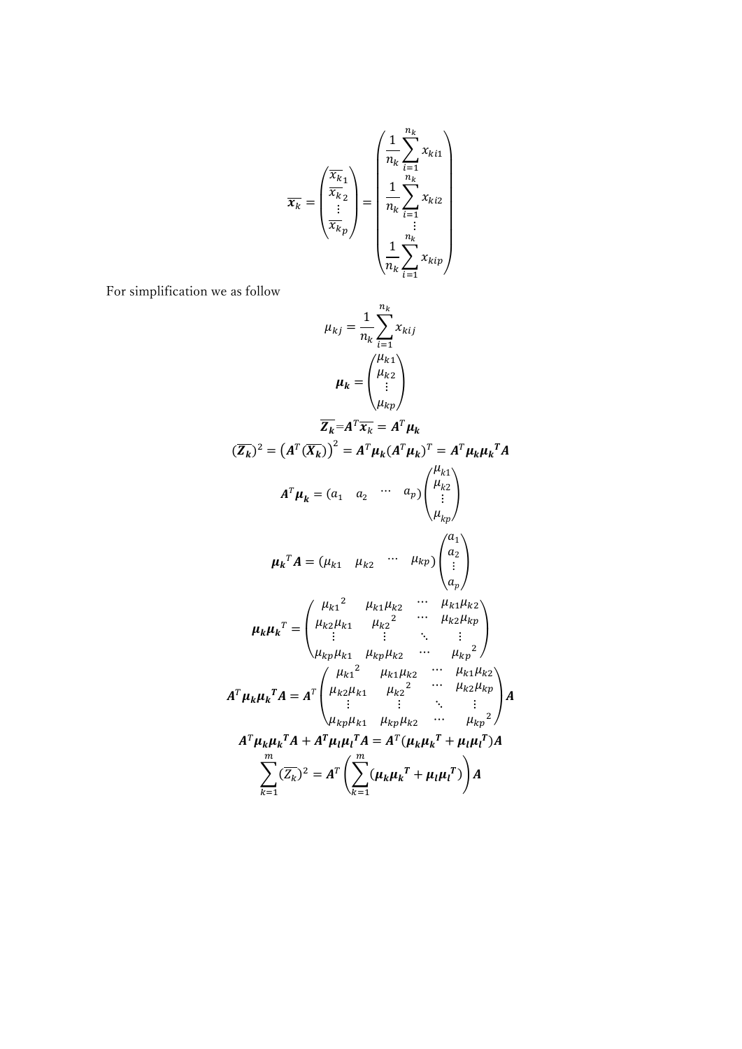$$\overline{\boldsymbol{x}_k} = \begin{pmatrix} \overline{x_k}_1 \\ \overline{x_k}_2 \\ \vdots \\ \overline{x_k}_p \end{pmatrix} = \begin{pmatrix} \dfrac{1}{n_k}\displaystyle\sum_{i=1}^{n_k} x_{ki1} \\ \dfrac{1}{n_k}\displaystyle\sum_{i=1}^{n_k} x_{ki2} \\ \vdots \\ \dfrac{1}{n_k}\displaystyle\sum_{i=1}^{n_k} x_{kip} \end{pmatrix}$$

For simplification we as follow

$$\mu_{kj} = \frac{1}{n_k}\sum_{i=1}^{n_k} x_{kij}$$

$$\boldsymbol{\mu_k} = \begin{pmatrix} \mu_{k1} \\ \mu_{k2} \\ \vdots \\ \mu_{kp} \end{pmatrix}$$

$$\overline{\boldsymbol{Z_k}} = \boldsymbol{A}^T \overline{\boldsymbol{x}_k} = \boldsymbol{A}^T \boldsymbol{\mu_k}$$

$$(\overline{\boldsymbol{Z_k}})^2 = \left(\boldsymbol{A}^T (\overline{\boldsymbol{X_k}})\right)^2 = \boldsymbol{A}^T \boldsymbol{\mu_k} (\boldsymbol{A}^T \boldsymbol{\mu_k})^T = \boldsymbol{A}^T \boldsymbol{\mu_k} \boldsymbol{\mu_k}^{\boldsymbol{T}} \boldsymbol{A}$$

$$\boldsymbol{A}^T \boldsymbol{\mu_k} = \begin{pmatrix} a_1 & a_2 & \cdots & a_p \end{pmatrix} \begin{pmatrix} \mu_{k1} \\ \mu_{k2} \\ \vdots \\ \mu_{kp} \end{pmatrix}$$

$$\boldsymbol{\mu_k}^T \boldsymbol{A} = \begin{pmatrix} \mu_{k1} & \mu_{k2} & \cdots & \mu_{kp} \end{pmatrix} \begin{pmatrix} a_1 \\ a_2 \\ \vdots \\ a_p \end{pmatrix}$$

$$\boldsymbol{\mu_k} \boldsymbol{\mu_k}^T = \begin{pmatrix} {\mu_{k1}}^2 & \mu_{k1}\mu_{k2} & \cdots & \mu_{k1}\mu_{k2} \\ \mu_{k2}\mu_{k1} & {\mu_{k2}}^2 & \cdots & \mu_{k2}\mu_{kp} \\ \vdots & \vdots & \ddots & \vdots \\ \mu_{kp}\mu_{k1} & \mu_{kp}\mu_{k2} & \cdots & {\mu_{kp}}^2 \end{pmatrix}$$

$$\boldsymbol{A}^T \boldsymbol{\mu_k} \boldsymbol{\mu_k}^{\boldsymbol{T}} \boldsymbol{A} = \boldsymbol{A}^T \begin{pmatrix} {\mu_{k1}}^2 & \mu_{k1}\mu_{k2} & \cdots & \mu_{k1}\mu_{k2} \\ \mu_{k2}\mu_{k1} & {\mu_{k2}}^2 & \cdots & \mu_{k2}\mu_{kp} \\ \vdots & \vdots & \ddots & \vdots \\ \mu_{kp}\mu_{k1} & \mu_{kp}\mu_{k2} & \cdots & {\mu_{kp}}^2 \end{pmatrix} \boldsymbol{A}$$

$$\boldsymbol{A}^T \boldsymbol{\mu_k} \boldsymbol{\mu_k}^{\boldsymbol{T}} \boldsymbol{A} + \boldsymbol{A}^{\boldsymbol{T}} \boldsymbol{\mu_l} \boldsymbol{\mu_l}^{\boldsymbol{T}} \boldsymbol{A} = \boldsymbol{A}^T (\boldsymbol{\mu_k} \boldsymbol{\mu_k}^{\boldsymbol{T}} + \boldsymbol{\mu_l} \boldsymbol{\mu_l}^{\boldsymbol{T}}) \boldsymbol{A}$$

$$\sum_{k=1}^{m} (\overline{Z_k})^2 = \boldsymbol{A}^T \left( \sum_{k=1}^{m} (\boldsymbol{\mu_k} \boldsymbol{\mu_k}^{\boldsymbol{T}} + \boldsymbol{\mu_l} \boldsymbol{\mu_l}^{\boldsymbol{T}}) \right) \boldsymbol{A}$$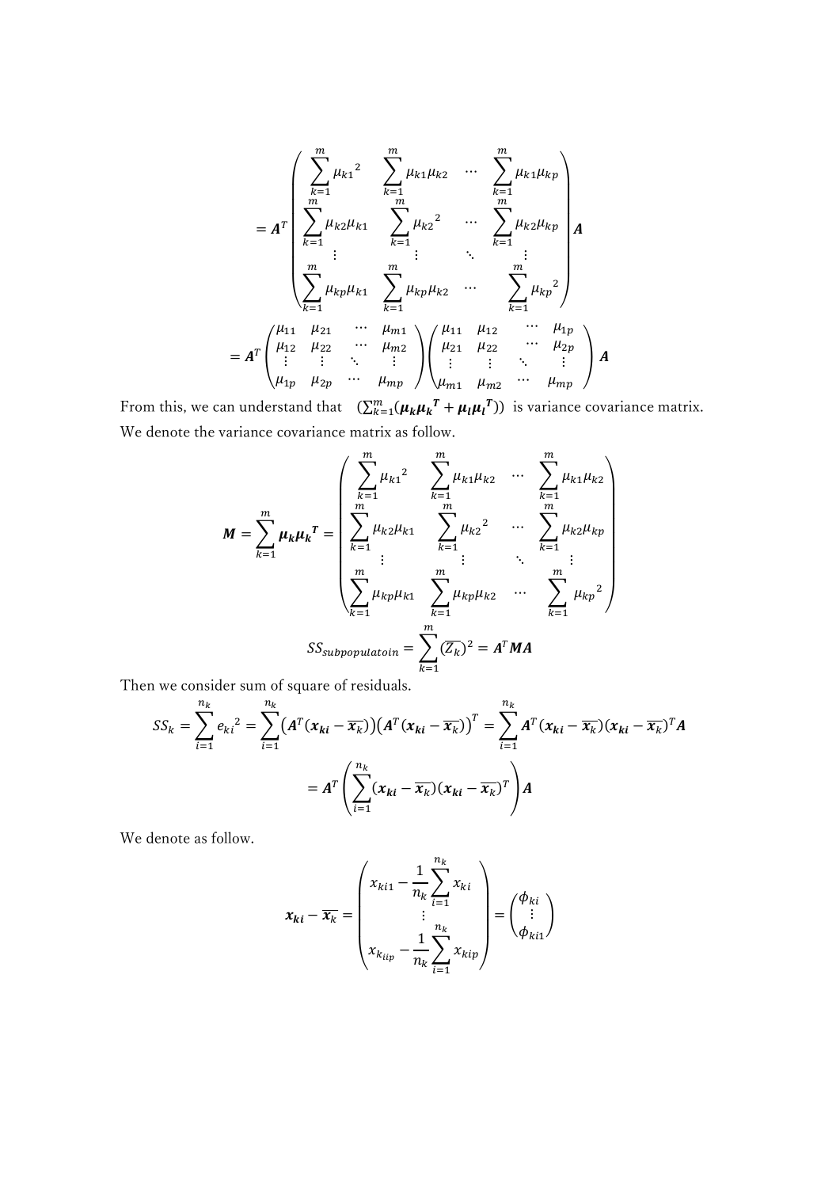$$= \boldsymbol{A}^T \begin{pmatrix} \sum_{k=1}^{m} {\mu_{k1}}^2 & \sum_{k=1}^{m} \mu_{k1}\mu_{k2} & \cdots & \sum_{k=1}^{m} \mu_{k1}\mu_{kp} \\ \sum_{k=1}^{m} \mu_{k2}\mu_{k1} & \sum_{k=1}^{m} {\mu_{k2}}^2 & \cdots & \sum_{k=1}^{m} \mu_{k2}\mu_{kp} \\ \vdots & \vdots & \ddots & \vdots \\ \sum_{k=1}^{m} \mu_{kp}\mu_{k1} & \sum_{k=1}^{m} \mu_{kp}\mu_{k2} & \cdots & \sum_{k=1}^{m} {\mu_{kp}}^2 \end{pmatrix} \boldsymbol{A}$$

$$= \boldsymbol{A}^T \begin{pmatrix} \mu_{11} & \mu_{21} & \cdots & \mu_{m1} \\ \mu_{12} & \mu_{22} & \cdots & \mu_{m2} \\ \vdots & \vdots & \ddots & \vdots \\ \mu_{1p} & \mu_{2p} & \cdots & \mu_{mp} \end{pmatrix} \begin{pmatrix} \mu_{11} & \mu_{12} & \cdots & \mu_{1p} \\ \mu_{21} & \mu_{22} & \cdots & \mu_{2p} \\ \vdots & \vdots & \ddots & \vdots \\ \mu_{m1} & \mu_{m2} & \cdots & \mu_{mp} \end{pmatrix} \boldsymbol{A}$$

From this, we can understand that $\left(\sum_{k=1}^{m}(\boldsymbol{\mu_k}\boldsymbol{\mu_k}^{\boldsymbol{T}} + \boldsymbol{\mu_l}\boldsymbol{\mu_l}^{\boldsymbol{T}})\right)$ is variance covariance matrix.

We denote the variance covariance matrix as follow.

$$\boldsymbol{M} = \sum_{k=1}^{m} \boldsymbol{\mu_k}\boldsymbol{\mu_k}^{\boldsymbol{T}} = \begin{pmatrix} \sum_{k=1}^{m} {\mu_{k1}}^2 & \sum_{k=1}^{m} \mu_{k1}\mu_{k2} & \cdots & \sum_{k=1}^{m} \mu_{k1}\mu_{k2} \\ \sum_{k=1}^{m} \mu_{k2}\mu_{k1} & \sum_{k=1}^{m} {\mu_{k2}}^2 & \cdots & \sum_{k=1}^{m} \mu_{k2}\mu_{kp} \\ \vdots & \vdots & \ddots & \vdots \\ \sum_{k=1}^{m} \mu_{kp}\mu_{k1} & \sum_{k=1}^{m} \mu_{kp}\mu_{k2} & \cdots & \sum_{k=1}^{m} {\mu_{kp}}^2 \end{pmatrix}$$

$$SS_{subpopulatoin} = \sum_{k=1}^{m} (\overline{Z_k})^2 = \boldsymbol{A}^T \boldsymbol{M} \boldsymbol{A}$$

Then we consider sum of square of residuals.

$$SS_k = \sum_{i=1}^{n_k} {e_{ki}}^2 = \sum_{i=1}^{n_k} \left(\boldsymbol{A}^T(\boldsymbol{x_{ki}} - \overline{\boldsymbol{x_k}})\right)\left(\boldsymbol{A}^T(\boldsymbol{x_{ki}} - \overline{\boldsymbol{x_k}})\right)^T = \sum_{i=1}^{n_k} \boldsymbol{A}^T(\boldsymbol{x_{ki}} - \overline{\boldsymbol{x_k}})(\boldsymbol{x_{ki}} - \overline{\boldsymbol{x_k}})^T \boldsymbol{A}$$

$$= \boldsymbol{A}^T \left( \sum_{i=1}^{n_k} (\boldsymbol{x_{ki}} - \overline{\boldsymbol{x_k}})(\boldsymbol{x_{ki}} - \overline{\boldsymbol{x_k}})^T \right) \boldsymbol{A}$$

We denote as follow.

$$\boldsymbol{x_{ki}} - \overline{\boldsymbol{x_k}} = \begin{pmatrix} x_{ki1} - \frac{1}{n_k}\sum_{i=1}^{n_k} x_{ki} \\ \vdots \\ x_{k_{iip}} - \frac{1}{n_k}\sum_{i=1}^{n_k} x_{kip} \end{pmatrix} = \begin{pmatrix} \phi_{ki} \\ \vdots \\ \phi_{ki1} \end{pmatrix}$$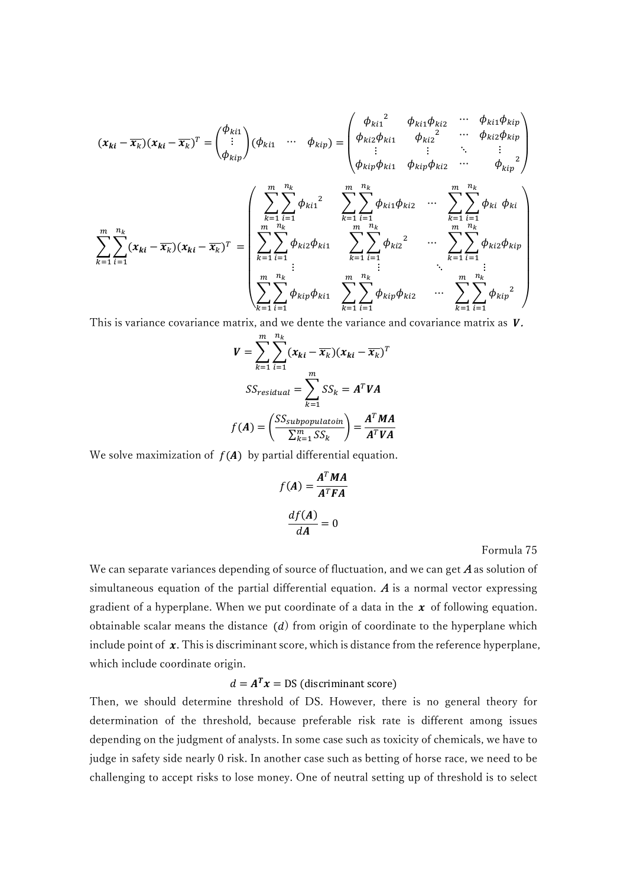$$(\boldsymbol{x_{ki}}-\overline{\boldsymbol{x}_k})(\boldsymbol{x_{ki}}-\overline{\boldsymbol{x}_k})^T=\begin{pmatrix}\phi_{ki1}\\ \vdots \\ \phi_{kip}\end{pmatrix}\begin{pmatrix}\phi_{ki1} & \cdots & \phi_{kip}\end{pmatrix}=\begin{pmatrix}{\phi_{ki1}}^2 & \phi_{ki1}\phi_{ki2} & \cdots & \phi_{ki1}\phi_{kip}\\ \phi_{ki2}\phi_{ki1} & {\phi_{ki2}}^2 & \cdots & \phi_{ki2}\phi_{kip}\\ \vdots & \vdots & \ddots & \vdots \\ \phi_{kip}\phi_{ki1} & \phi_{kip}\phi_{ki2} & \cdots & {\phi_{kip}}^2\end{pmatrix}$$

$$\sum_{k=1}^{m}\sum_{i=1}^{n_k}(\boldsymbol{x_{ki}}-\overline{\boldsymbol{x}_k})(\boldsymbol{x_{ki}}-\overline{\boldsymbol{x}_k})^T=\begin{pmatrix}\sum_{k=1}^{m}\sum_{i=1}^{n_k}{\phi_{ki1}}^2 & \sum_{k=1}^{m}\sum_{i=1}^{n_k}\phi_{ki1}\phi_{ki2} & \cdots & \sum_{k=1}^{m}\sum_{i=1}^{n_k}\phi_{ki}\ \phi_{ki}\\ \sum_{k=1}^{m}\sum_{i=1}^{n_k}\phi_{ki2}\phi_{ki1} & \sum_{k=1}^{m}\sum_{i=1}^{n_k}{\phi_{ki2}}^2 & \cdots & \sum_{k=1}^{m}\sum_{i=1}^{n_k}\phi_{ki2}\phi_{kip}\\ \vdots & \vdots & \ddots & \vdots \\ \sum_{k=1}^{m}\sum_{i=1}^{n_k}\phi_{kip}\phi_{ki1} & \sum_{k=1}^{m}\sum_{i=1}^{n_k}\phi_{kip}\phi_{ki2} & \cdots & \sum_{k=1}^{m}\sum_{i=1}^{n_k}{\phi_{kip}}^2\end{pmatrix}$$

This is variance covariance matrix, and we dente the variance and covariance matrix as $\boldsymbol{V}$.

$$\boldsymbol{V}=\sum_{k=1}^{m}\sum_{i=1}^{n_k}(\boldsymbol{x_{ki}}-\overline{\boldsymbol{x}_k})(\boldsymbol{x_{ki}}-\overline{\boldsymbol{x}_k})^T$$

$$SS_{residual}=\sum_{k=1}^{m}SS_k=\boldsymbol{A}^T\boldsymbol{V}\boldsymbol{A}$$

$$f(\boldsymbol{A})=\left(\frac{SS_{subpopulatoin}}{\sum_{k=1}^{m}SS_k}\right)=\frac{\boldsymbol{A}^T\boldsymbol{M}\boldsymbol{A}}{\boldsymbol{A}^T\boldsymbol{V}\boldsymbol{A}}$$

We solve maximization of $f(\boldsymbol{A})$ by partial differential equation.

$$f(\boldsymbol{A})=\frac{\boldsymbol{A}^T\boldsymbol{M}\boldsymbol{A}}{\boldsymbol{A}^T\boldsymbol{F}\boldsymbol{A}}$$

$$\frac{df(\boldsymbol{A})}{d\boldsymbol{A}}=0$$

Formula 75

We can separate variances depending of source of fluctuation, and we can get $\boldsymbol{A}$ as solution of simultaneous equation of the partial differential equation. $\boldsymbol{A}$ is a normal vector expressing gradient of a hyperplane. When we put coordinate of a data in the $\boldsymbol{x}$ of following equation. obtainable scalar means the distance $(d)$ from origin of coordinate to the hyperplane which include point of $\boldsymbol{x}$. This is discriminant score, which is distance from the reference hyperplane, which include coordinate origin.

$$d=\boldsymbol{A}^{\boldsymbol{T}}\boldsymbol{x}=\text{DS (discriminant score)}$$

Then, we should determine threshold of DS. However, there is no general theory for determination of the threshold, because preferable risk rate is different among issues depending on the judgment of analysts. In some case such as toxicity of chemicals, we have to judge in safety side nearly 0 risk. In another case such as betting of horse race, we need to be challenging to accept risks to lose money. One of neutral setting up of threshold is to select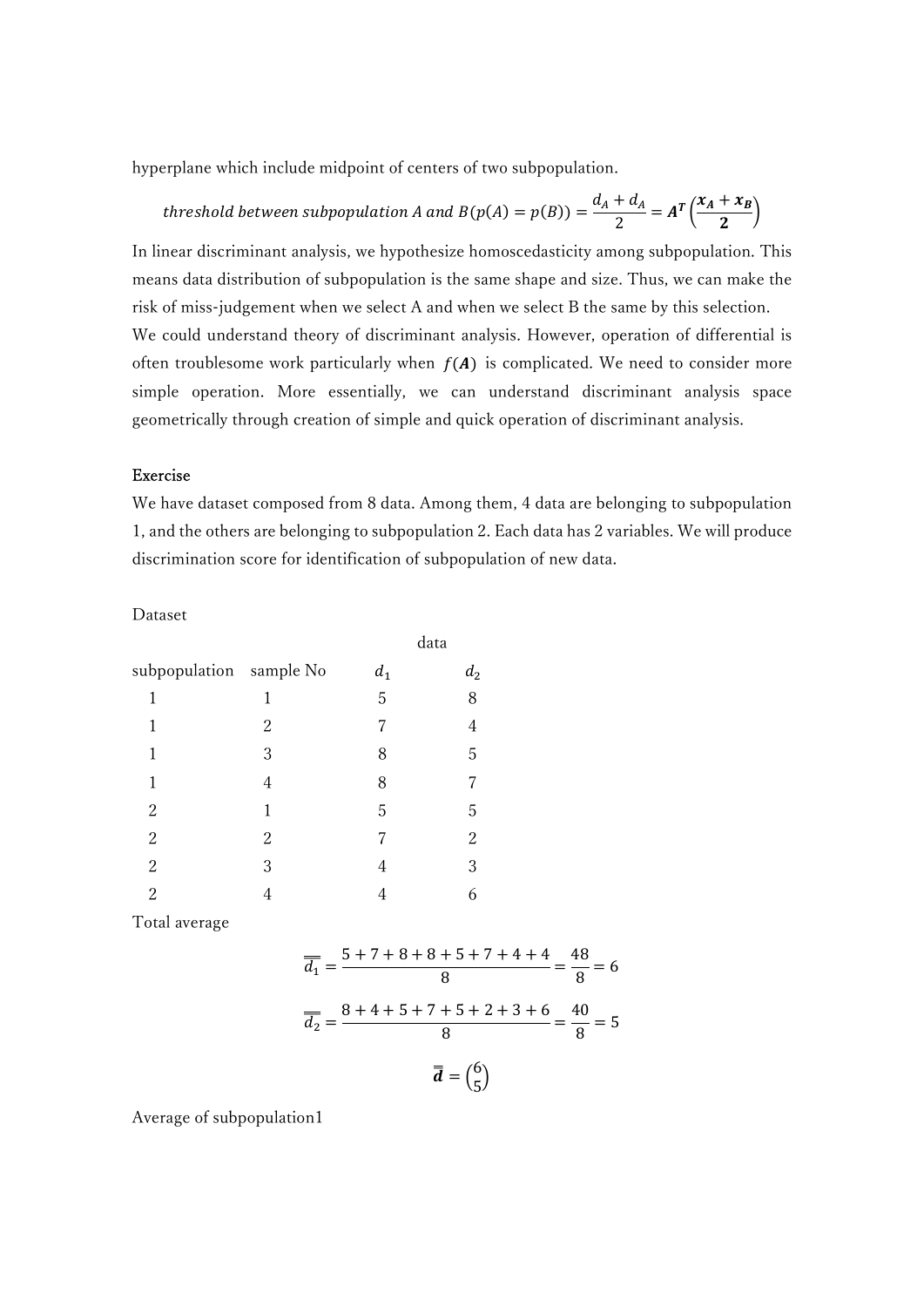hyperplane which include midpoint of centers of two subpopulation.

$$threshold\ between\ subpopulation\ A\ and\ B(p(A) = p(B)) = \frac{d_A + d_A}{2} = \boldsymbol{A^T}\left(\frac{\boldsymbol{x_A} + \boldsymbol{x_B}}{\boldsymbol{2}}\right)$$

In linear discriminant analysis, we hypothesize homoscedasticity among subpopulation. This means data distribution of subpopulation is the same shape and size. Thus, we can make the risk of miss-judgement when we select A and when we select B the same by this selection.
We could understand theory of discriminant analysis. However, operation of differential is often troublesome work particularly when $f(\boldsymbol{A})$ is complicated. We need to consider more simple operation. More essentially, we can understand discriminant analysis space geometrically through creation of simple and quick operation of discriminant analysis.

Exercise

We have dataset composed from 8 data. Among them, 4 data are belonging to subpopulation 1, and the others are belonging to subpopulation 2. Each data has 2 variables. We will produce discrimination score for identification of subpopulation of new data.

Dataset

| subpopulation | sample No | data $d_1$ | $d_2$ |
|---|---|---|---|
| 1 | 1 | 5 | 8 |
| 1 | 2 | 7 | 4 |
| 1 | 3 | 8 | 5 |
| 1 | 4 | 8 | 7 |
| 2 | 1 | 5 | 5 |
| 2 | 2 | 7 | 2 |
| 2 | 3 | 4 | 3 |
| 2 | 4 | 4 | 6 |

Total average

$$\overline{\overline{d_1}} = \frac{5+7+8+8+5+7+4+4}{8} = \frac{48}{8} = 6$$

$$\overline{\overline{d_2}} = \frac{8+4+5+7+5+2+3+6}{8} = \frac{40}{8} = 5$$

$$\overline{\overline{\boldsymbol{d}}} = \begin{pmatrix} 6 \\ 5 \end{pmatrix}$$

Average of subpopulation1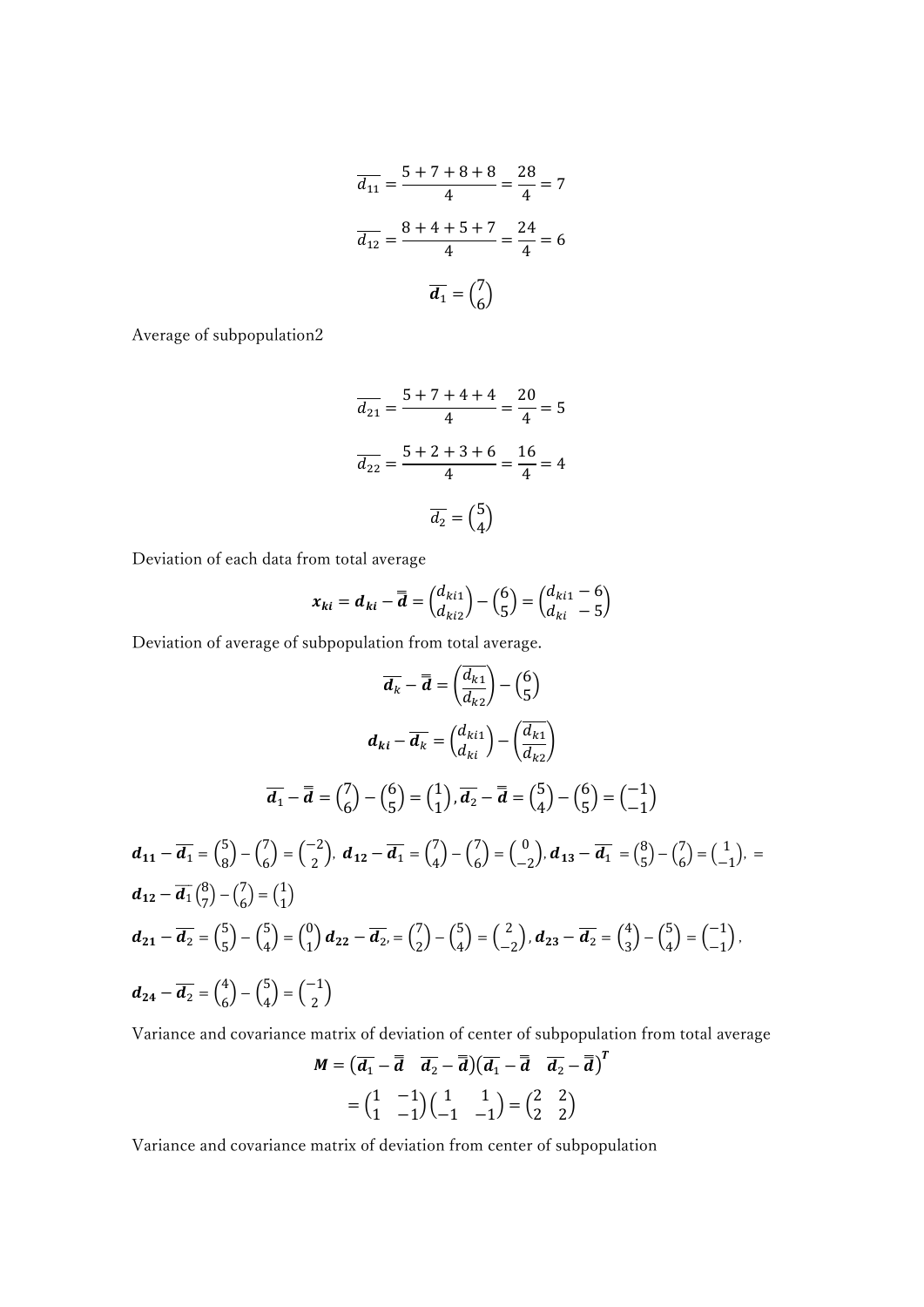$$\overline{d_{11}} = \frac{5+7+8+8}{4} = \frac{28}{4} = 7$$

$$\overline{d_{12}} = \frac{8+4+5+7}{4} = \frac{24}{4} = 6$$

$$\overline{\boldsymbol{d}_1} = \begin{pmatrix} 7 \\ 6 \end{pmatrix}$$

Average of subpopulation2

$$\overline{d_{21}} = \frac{5+7+4+4}{4} = \frac{20}{4} = 5$$

$$\overline{d_{22}} = \frac{5+2+3+6}{4} = \frac{16}{4} = 4$$

$$\overline{d_2} = \begin{pmatrix} 5 \\ 4 \end{pmatrix}$$

Deviation of each data from total average

$$\boldsymbol{x_{ki}} = \boldsymbol{d_{ki}} - \overline{\overline{\boldsymbol{d}}} = \begin{pmatrix} d_{ki1} \\ d_{ki2} \end{pmatrix} - \begin{pmatrix} 6 \\ 5 \end{pmatrix} = \begin{pmatrix} d_{ki1} - 6 \\ d_{ki} \ - 5 \end{pmatrix}$$

Deviation of average of subpopulation from total average.

$$\overline{\boldsymbol{d}_k} - \overline{\overline{\boldsymbol{d}}} = \begin{pmatrix} \overline{d_{k1}} \\ \overline{d_{k2}} \end{pmatrix} - \begin{pmatrix} 6 \\ 5 \end{pmatrix}$$

$$\boldsymbol{d_{ki}} - \overline{\boldsymbol{d}_k} = \begin{pmatrix} d_{ki1} \\ d_{ki} \end{pmatrix} - \begin{pmatrix} \overline{d_{k1}} \\ \overline{d_{k2}} \end{pmatrix}$$

$$\overline{\boldsymbol{d}_1} - \overline{\overline{\boldsymbol{d}}} = \begin{pmatrix} 7 \\ 6 \end{pmatrix} - \begin{pmatrix} 6 \\ 5 \end{pmatrix} = \begin{pmatrix} 1 \\ 1 \end{pmatrix}, \overline{\boldsymbol{d}_2} - \overline{\overline{\boldsymbol{d}}} = \begin{pmatrix} 5 \\ 4 \end{pmatrix} - \begin{pmatrix} 6 \\ 5 \end{pmatrix} = \begin{pmatrix} -1 \\ -1 \end{pmatrix}$$

$\boldsymbol{d_{11}} - \overline{\boldsymbol{d}_1} = \begin{pmatrix} 5 \\ 8 \end{pmatrix} - \begin{pmatrix} 7 \\ 6 \end{pmatrix} = \begin{pmatrix} -2 \\ 2 \end{pmatrix}$, $\boldsymbol{d_{12}} - \overline{\boldsymbol{d}_1} = \begin{pmatrix} 7 \\ 4 \end{pmatrix} - \begin{pmatrix} 7 \\ 6 \end{pmatrix} = \begin{pmatrix} 0 \\ -2 \end{pmatrix}$, $\boldsymbol{d_{13}} - \overline{\boldsymbol{d}_1} = \begin{pmatrix} 8 \\ 5 \end{pmatrix} - \begin{pmatrix} 7 \\ 6 \end{pmatrix} = \begin{pmatrix} 1 \\ -1 \end{pmatrix}$, $=$ $\boldsymbol{d_{12}} - \overline{\boldsymbol{d}_1} \begin{pmatrix} 8 \\ 7 \end{pmatrix} - \begin{pmatrix} 7 \\ 6 \end{pmatrix} = \begin{pmatrix} 1 \\ 1 \end{pmatrix}$

$\boldsymbol{d_{21}} - \overline{\boldsymbol{d}_2} = \begin{pmatrix} 5 \\ 5 \end{pmatrix} - \begin{pmatrix} 5 \\ 4 \end{pmatrix} = \begin{pmatrix} 0 \\ 1 \end{pmatrix}$ $\boldsymbol{d_{22}} - \overline{\boldsymbol{d}_2}, = \begin{pmatrix} 7 \\ 2 \end{pmatrix} - \begin{pmatrix} 5 \\ 4 \end{pmatrix} = \begin{pmatrix} 2 \\ -2 \end{pmatrix}$, $\boldsymbol{d_{23}} - \overline{\boldsymbol{d}_2} = \begin{pmatrix} 4 \\ 3 \end{pmatrix} - \begin{pmatrix} 5 \\ 4 \end{pmatrix} = \begin{pmatrix} -1 \\ -1 \end{pmatrix}$,

$\boldsymbol{d_{24}} - \overline{\boldsymbol{d}_2} = \begin{pmatrix} 4 \\ 6 \end{pmatrix} - \begin{pmatrix} 5 \\ 4 \end{pmatrix} = \begin{pmatrix} -1 \\ 2 \end{pmatrix}$

Variance and covariance matrix of deviation of center of subpopulation from total average

$$\boldsymbol{M} = \begin{pmatrix} \overline{\boldsymbol{d}_1} - \overline{\overline{\boldsymbol{d}}} & \overline{\boldsymbol{d}_2} - \overline{\overline{\boldsymbol{d}}} \end{pmatrix} \begin{pmatrix} \overline{\boldsymbol{d}_1} - \overline{\overline{\boldsymbol{d}}} & \overline{\boldsymbol{d}_2} - \overline{\overline{\boldsymbol{d}}} \end{pmatrix}^{\boldsymbol{T}}$$

$$= \begin{pmatrix} 1 & -1 \\ 1 & -1 \end{pmatrix} \begin{pmatrix} 1 & 1 \\ -1 & -1 \end{pmatrix} = \begin{pmatrix} 2 & 2 \\ 2 & 2 \end{pmatrix}$$

Variance and covariance matrix of deviation from center of subpopulation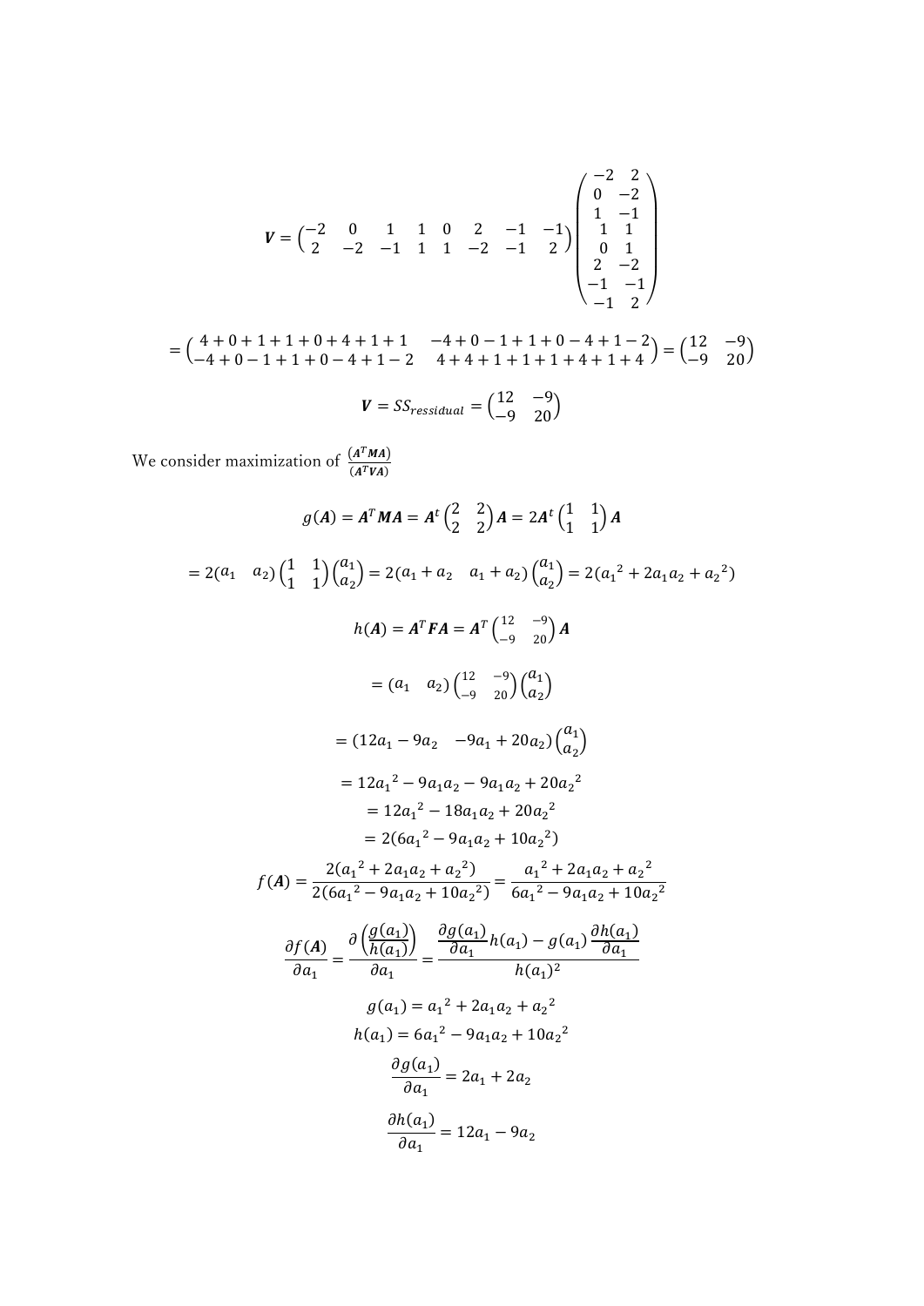$$\boldsymbol{V} = \begin{pmatrix} -2 & 0 & 1 & 1 & 0 & 2 & -1 & -1 \\ 2 & -2 & -1 & 1 & 1 & -2 & -1 & 2 \end{pmatrix} \begin{pmatrix} -2 & 2 \\ 0 & -2 \\ 1 & -1 \\ 1 & 1 \\ 0 & 1 \\ 2 & -2 \\ -1 & -1 \\ -1 & 2 \end{pmatrix}$$

$$= \begin{pmatrix} 4+0+1+1+0+4+1+1 & -4+0-1+1+0-4+1-2 \\ -4+0-1+1+0-4+1-2 & 4+4+1+1+1+4+1+4 \end{pmatrix} = \begin{pmatrix} 12 & -9 \\ -9 & 20 \end{pmatrix}$$

$$\boldsymbol{V} = SS_{ressidual} = \begin{pmatrix} 12 & -9 \\ -9 & 20 \end{pmatrix}$$

We consider maximization of $\frac{(\boldsymbol{A}^T\boldsymbol{M}\boldsymbol{A})}{(\boldsymbol{A}^T\boldsymbol{V}\boldsymbol{A})}$

$$g(\boldsymbol{A}) = \boldsymbol{A}^T\boldsymbol{M}\boldsymbol{A} = \boldsymbol{A}^t \begin{pmatrix} 2 & 2 \\ 2 & 2 \end{pmatrix} \boldsymbol{A} = 2\boldsymbol{A}^t \begin{pmatrix} 1 & 1 \\ 1 & 1 \end{pmatrix} \boldsymbol{A}$$

$$= 2(a_1 \quad a_2) \begin{pmatrix} 1 & 1 \\ 1 & 1 \end{pmatrix} \begin{pmatrix} a_1 \\ a_2 \end{pmatrix} = 2(a_1 + a_2 \quad a_1 + a_2) \begin{pmatrix} a_1 \\ a_2 \end{pmatrix} = 2({a_1}^2 + 2a_1a_2 + {a_2}^2)$$

$$h(\boldsymbol{A}) = \boldsymbol{A}^T\boldsymbol{F}\boldsymbol{A} = \boldsymbol{A}^T \begin{pmatrix} 12 & -9 \\ -9 & 20 \end{pmatrix} \boldsymbol{A}$$

$$= (a_1 \quad a_2) \begin{pmatrix} 12 & -9 \\ -9 & 20 \end{pmatrix} \begin{pmatrix} a_1 \\ a_2 \end{pmatrix}$$

$$= (12a_1 - 9a_2 \quad -9a_1 + 20a_2) \begin{pmatrix} a_1 \\ a_2 \end{pmatrix}$$

$$= 12{a_1}^2 - 9a_1a_2 - 9a_1a_2 + 20{a_2}^2$$

$$= 12{a_1}^2 - 18a_1a_2 + 20{a_2}^2$$

$$= 2(6{a_1}^2 - 9a_1a_2 + 10{a_2}^2)$$

$$f(\boldsymbol{A}) = \frac{2({a_1}^2 + 2a_1a_2 + {a_2}^2)}{2(6{a_1}^2 - 9a_1a_2 + 10{a_2}^2)} = \frac{{a_1}^2 + 2a_1a_2 + {a_2}^2}{6{a_1}^2 - 9a_1a_2 + 10{a_2}^2}$$

$$\frac{\partial f(\boldsymbol{A})}{\partial a_1} = \frac{\partial\left(\frac{g(a_1)}{h(a_1)}\right)}{\partial a_1} = \frac{\frac{\partial g(a_1)}{\partial a_1}h(a_1) - g(a_1)\frac{\partial h(a_1)}{\partial a_1}}{h(a_1)^2}$$

$$g(a_1) = {a_1}^2 + 2a_1a_2 + {a_2}^2$$

$$h(a_1) = 6{a_1}^2 - 9a_1a_2 + 10{a_2}^2$$

$$\frac{\partial g(a_1)}{\partial a_1} = 2a_1 + 2a_2$$

$$\frac{\partial h(a_1)}{\partial a_1} = 12a_1 - 9a_2$$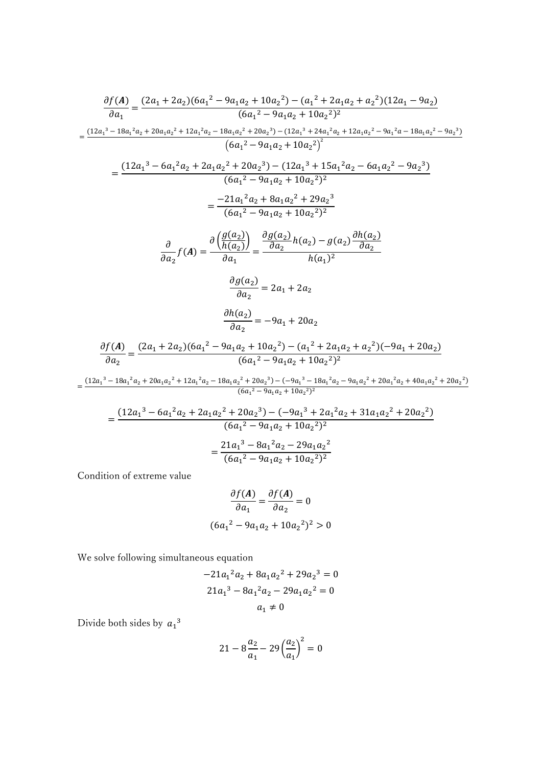$$\frac{\partial f(\boldsymbol{A})}{\partial a_1} = \frac{(2a_1 + 2a_2)(6{a_1}^2 - 9a_1a_2 + 10{a_2}^2) - ({a_1}^2 + 2a_1a_2 + {a_2}^2)(12a_1 - 9a_2)}{(6{a_1}^2 - 9a_1a_2 + 10{a_2}^2)^2}$$

$$= \frac{(12{a_1}^3 - 18{a_1}^2a_2 + 20a_1{a_2}^2 + 12{a_1}^2a_2 - 18a_1{a_2}^2 + 20{a_2}^3) - (12{a_1}^3 + 24{a_1}^2a_2 + 12a_1{a_2}^2 - 9{a_1}^2a - 18a_1{a_2}^2 - 9{a_2}^3)}{\left(6{a_1}^2 - 9a_1a_2 + 10{a_2}^2\right)^2}$$

$$= \frac{(12{a_1}^3 - 6{a_1}^2a_2 + 2a_1{a_2}^2 + 20{a_2}^3) - (12{a_1}^3 + 15{a_1}^2a_2 - 6a_1{a_2}^2 - 9{a_2}^3)}{(6{a_1}^2 - 9a_1a_2 + 10{a_2}^2)^2}$$

$$= \frac{-21{a_1}^2a_2 + 8a_1{a_2}^2 + 29{a_2}^3}{(6{a_1}^2 - 9a_1a_2 + 10{a_2}^2)^2}$$

$$\frac{\partial}{\partial a_2} f(\boldsymbol{A}) = \frac{\partial\left(\frac{g(a_2)}{h(a_2)}\right)}{\partial a_1} = \frac{\frac{\partial g(a_2)}{\partial a_2} h(a_2) - g(a_2)\frac{\partial h(a_2)}{\partial a_2}}{h(a_1)^2}$$

$$\frac{\partial g(a_2)}{\partial a_2} = 2a_1 + 2a_2$$

$$\frac{\partial h(a_2)}{\partial a_2} = -9a_1 + 20a_2$$

$$\frac{\partial f(\boldsymbol{A})}{\partial a_2} = \frac{(2a_1 + 2a_2)(6{a_1}^2 - 9a_1a_2 + 10{a_2}^2) - ({a_1}^2 + 2a_1a_2 + {a_2}^2)(-9a_1 + 20a_2)}{(6{a_1}^2 - 9a_1a_2 + 10{a_2}^2)^2}$$

$$= \frac{(12{a_1}^3 - 18{a_1}^2a_2 + 20a_1{a_2}^2 + 12{a_1}^2a_2 - 18a_1{a_2}^2 + 20{a_2}^3) - (-9{a_1}^3 - 18{a_1}^2a_2 - 9a_1{a_2}^2 + 20{a_1}^2a_2 + 40a_1{a_2}^2 + 20{a_2}^2)}{(6{a_1}^2 - 9a_1a_2 + 10{a_2}^2)^2}$$

$$= \frac{(12{a_1}^3 - 6{a_1}^2a_2 + 2a_1{a_2}^2 + 20{a_2}^3) - (-9{a_1}^3 + 2{a_1}^2a_2 + 31a_1{a_2}^2 + 20{a_2}^2)}{(6{a_1}^2 - 9a_1a_2 + 10{a_2}^2)^2}$$

$$= \frac{21{a_1}^3 - 8{a_1}^2a_2 - 29a_1{a_2}^2}{(6{a_1}^2 - 9a_1a_2 + 10{a_2}^2)^2}$$

Condition of extreme value

$$\frac{\partial f(\boldsymbol{A})}{\partial a_1} = \frac{\partial f(\boldsymbol{A})}{\partial a_2} = 0$$

$$(6{a_1}^2 - 9a_1a_2 + 10{a_2}^2)^2 > 0$$

We solve following simultaneous equation

$$-21{a_1}^2a_2 + 8a_1{a_2}^2 + 29{a_2}^3 = 0$$

$$21{a_1}^3 - 8{a_1}^2a_2 - 29a_1{a_2}^2 = 0$$

$$a_1 \neq 0$$

Divide both sides by ${a_1}^3$

$$21 - 8\frac{a_2}{a_1} - 29\left(\frac{a_2}{a_1}\right)^2 = 0$$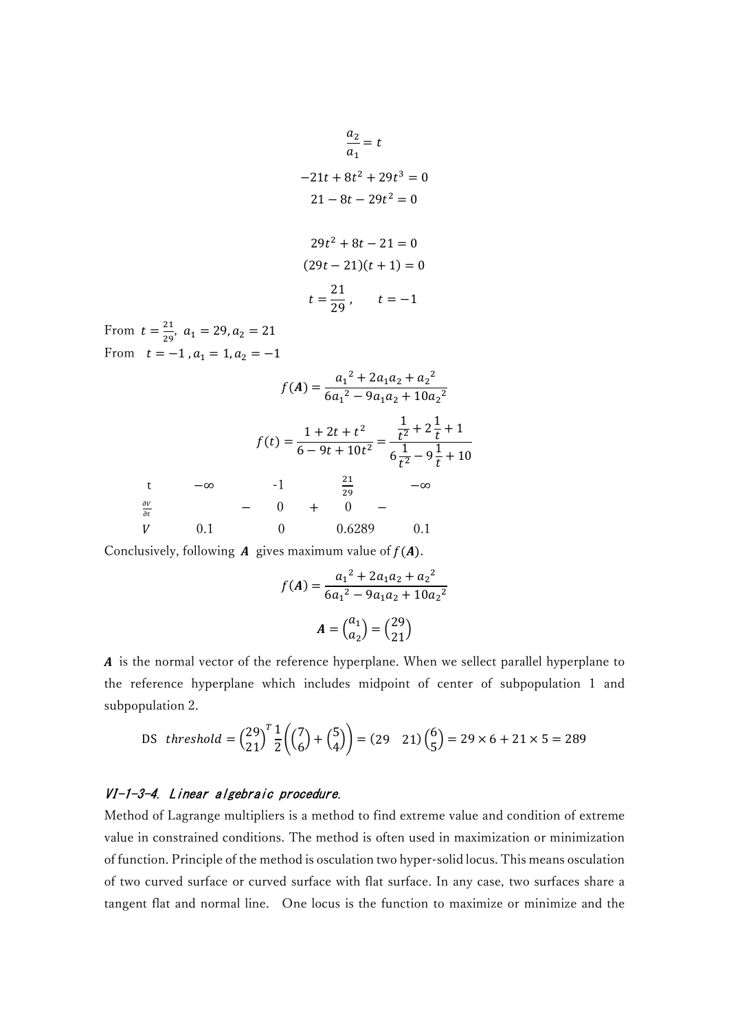$$\frac{a_2}{a_1} = t$$

$$-21t + 8t^2 + 29t^3 = 0$$

$$21 - 8t - 29t^2 = 0$$

$$29t^2 + 8t - 21 = 0$$

$$(29t - 21)(t + 1) = 0$$

$$t = \frac{21}{29}, \qquad t = -1$$

From $t = \frac{21}{29}$, $a_1 = 29, a_2 = 21$

From $t = -1$, $a_1 = 1, a_2 = -1$

$$f(\boldsymbol{A}) = \frac{{a_1}^2 + 2a_1a_2 + {a_2}^2}{6{a_1}^2 - 9a_1a_2 + 10{a_2}^2}$$

$$f(t) = \frac{1 + 2t + t^2}{6 - 9t + 10t^2} = \frac{\frac{1}{t^2} + 2\frac{1}{t} + 1}{6\frac{1}{t^2} - 9\frac{1}{t} + 10}$$

| $t$ | $-\infty$ | | $-1$ | | $\frac{21}{29}$ | | $-\infty$ |
|---|---|---|---|---|---|---|---|
| $\frac{\partial V}{\partial t}$ | | $-$ | $0$ | $+$ | $0$ | $-$ | |
| $V$ | 0.1 | | 0 | | 0.6289 | | 0.1 |

Conclusively, following $\boldsymbol{A}$ gives maximum value of $f(\boldsymbol{A})$.

$$f(\boldsymbol{A}) = \frac{{a_1}^2 + 2a_1a_2 + {a_2}^2}{6{a_1}^2 - 9a_1a_2 + 10{a_2}^2}$$

$$\boldsymbol{A} = \begin{pmatrix} a_1 \\ a_2 \end{pmatrix} = \begin{pmatrix} 29 \\ 21 \end{pmatrix}$$

$\boldsymbol{A}$ is the normal vector of the reference hyperplane. When we sellect parallel hyperplane to the reference hyperplane which includes midpoint of center of subpopulation 1 and subpopulation 2.

$$\text{DS } threshold = \begin{pmatrix} 29 \\ 21 \end{pmatrix}^T \frac{1}{2}\left(\begin{pmatrix} 7 \\ 6 \end{pmatrix} + \begin{pmatrix} 5 \\ 4 \end{pmatrix}\right) = \begin{pmatrix} 29 & 21 \end{pmatrix}\begin{pmatrix} 6 \\ 5 \end{pmatrix} = 29 \times 6 + 21 \times 5 = 289$$

### *VI-1-3-4. Linear algebraic procedure.*

Method of Lagrange multipliers is a method to find extreme value and condition of extreme value in constrained conditions. The method is often used in maximization or minimization of function. Principle of the method is osculation two hyper-solid locus. This means osculation of two curved surface or curved surface with flat surface. In any case, two surfaces share a tangent flat and normal line. One locus is the function to maximize or minimize and the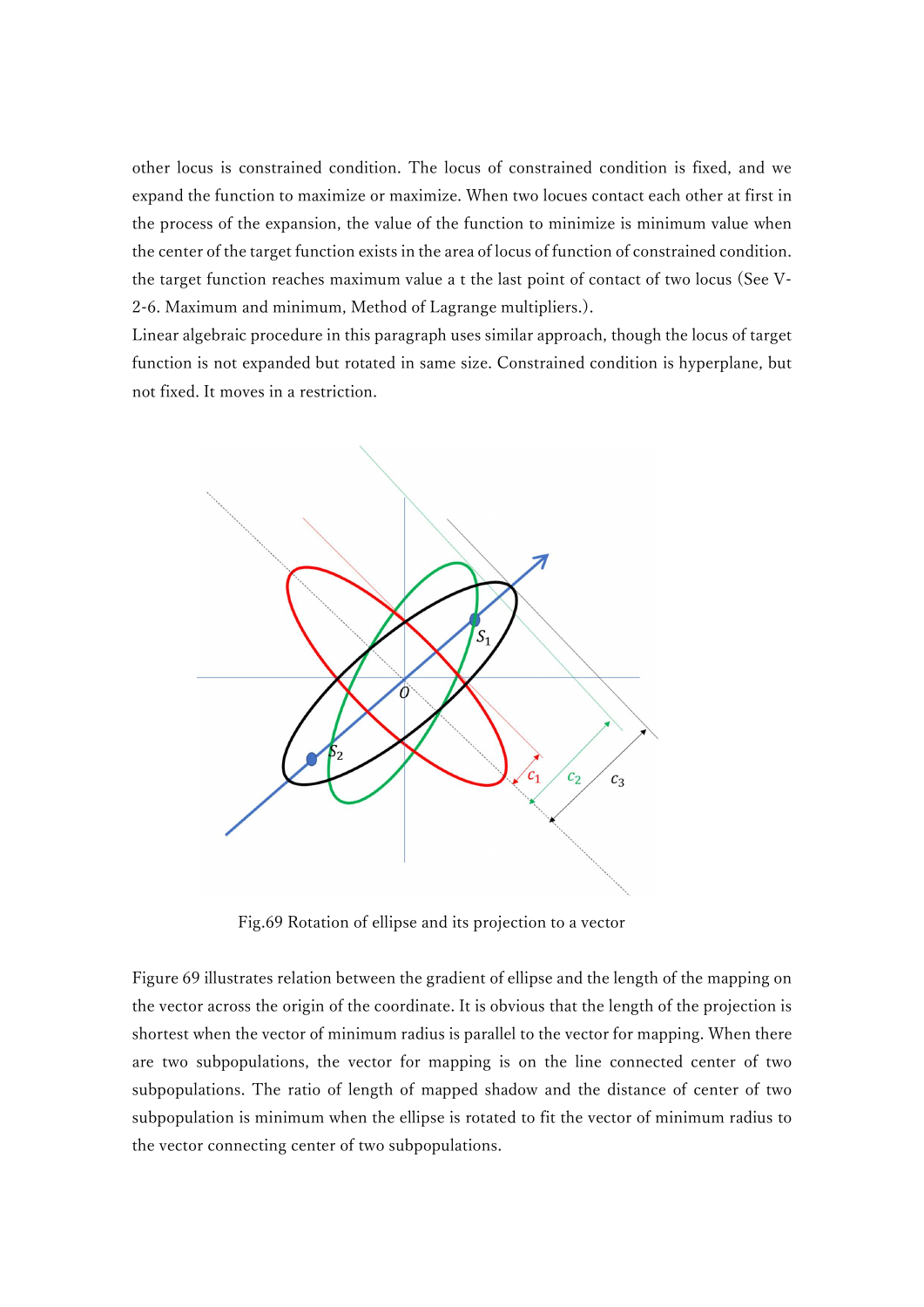other locus is constrained condition. The locus of constrained condition is fixed, and we expand the function to maximize or maximize. When two locues contact each other at first in the process of the expansion, the value of the function to minimize is minimum value when the center of the target function exists in the area of locus of function of constrained condition. the target function reaches maximum value a t the last point of contact of two locus (See V-2-6. Maximum and minimum, Method of Lagrange multipliers.).

Linear algebraic procedure in this paragraph uses similar approach, though the locus of target function is not expanded but rotated in same size. Constrained condition is hyperplane, but not fixed. It moves in a restriction.

Fig.69 Rotation of ellipse and its projection to a vector

Figure 69 illustrates relation between the gradient of ellipse and the length of the mapping on the vector across the origin of the coordinate. It is obvious that the length of the projection is shortest when the vector of minimum radius is parallel to the vector for mapping. When there are two subpopulations, the vector for mapping is on the line connected center of two subpopulations. The ratio of length of mapped shadow and the distance of center of two subpopulation is minimum when the ellipse is rotated to fit the vector of minimum radius to the vector connecting center of two subpopulations.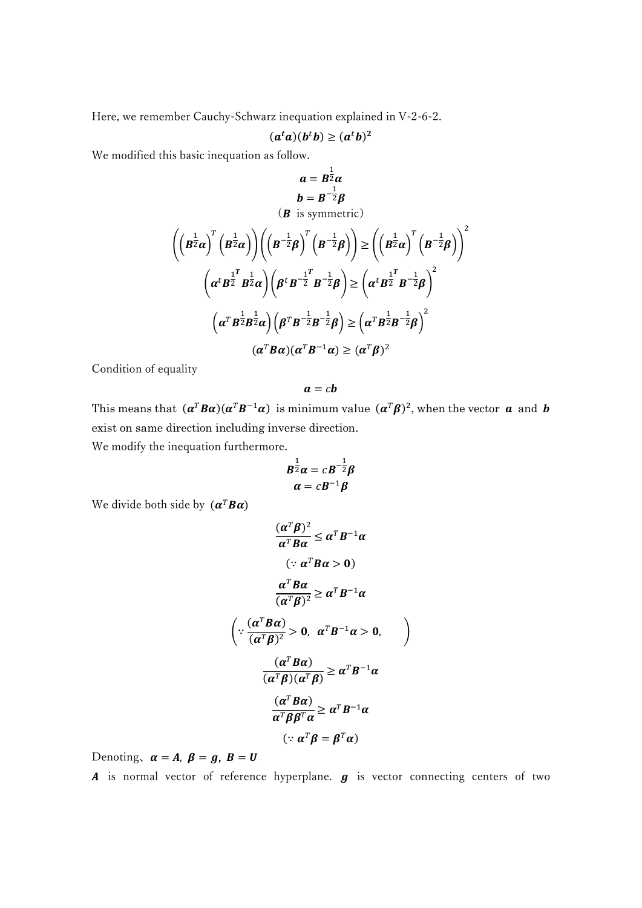Here, we remember Cauchy-Schwarz inequation explained in V-2-6-2.

$$(\boldsymbol{a}^t\boldsymbol{a})(\boldsymbol{b}^t\boldsymbol{b}) \geq (\boldsymbol{a}^t\boldsymbol{b})^{\boldsymbol{2}}$$

We modified this basic inequation as follow.

$$\boldsymbol{a} = \boldsymbol{B}^{\frac{1}{2}}\boldsymbol{\alpha}$$

$$\boldsymbol{b} = \boldsymbol{B}^{-\frac{1}{2}}\boldsymbol{\beta}$$

（$\boldsymbol{B}$ is symmetric）

$$\left(\left(\boldsymbol{B}^{\frac{1}{2}}\boldsymbol{\alpha}\right)^T\left(\boldsymbol{B}^{\frac{1}{2}}\boldsymbol{\alpha}\right)\right)\left(\left(\boldsymbol{B}^{-\frac{1}{2}}\boldsymbol{\beta}\right)^T\left(\boldsymbol{B}^{-\frac{1}{2}}\boldsymbol{\beta}\right)\right) \geq \left(\left(\boldsymbol{B}^{\frac{1}{2}}\boldsymbol{\alpha}\right)^T\left(\boldsymbol{B}^{-\frac{1}{2}}\boldsymbol{\beta}\right)\right)^2$$

$$\left(\boldsymbol{\alpha}^t\boldsymbol{B}^{\frac{1}{2}^{\boldsymbol{T}}}\boldsymbol{B}^{\frac{1}{2}}\boldsymbol{\alpha}\right)\left(\boldsymbol{\beta}^t\boldsymbol{B}^{-\frac{1}{2}^{\boldsymbol{T}}}\boldsymbol{B}^{-\frac{1}{2}}\boldsymbol{\beta}\right) \geq \left(\boldsymbol{\alpha}^t\boldsymbol{B}^{\frac{1}{2}^{\boldsymbol{T}}}\boldsymbol{B}^{-\frac{1}{2}}\boldsymbol{\beta}\right)^2$$

$$\left(\boldsymbol{\alpha}^T\boldsymbol{B}^{\frac{1}{2}}\boldsymbol{B}^{\frac{1}{2}}\boldsymbol{\alpha}\right)\left(\boldsymbol{\beta}^T\boldsymbol{B}^{-\frac{1}{2}}\boldsymbol{B}^{-\frac{1}{2}}\boldsymbol{\beta}\right) \geq \left(\boldsymbol{\alpha}^T\boldsymbol{B}^{\frac{1}{2}}\boldsymbol{B}^{-\frac{1}{2}}\boldsymbol{\beta}\right)^2$$

$$(\boldsymbol{\alpha}^T\boldsymbol{B}\boldsymbol{\alpha})(\boldsymbol{\alpha}^T\boldsymbol{B}^{-1}\boldsymbol{\alpha}) \geq (\boldsymbol{\alpha}^T\boldsymbol{\beta})^2$$

Condition of equality

$$\boldsymbol{a} = c\boldsymbol{b}$$

This means that $(\boldsymbol{\alpha}^T\boldsymbol{B}\boldsymbol{\alpha})(\boldsymbol{\alpha}^T\boldsymbol{B}^{-1}\boldsymbol{\alpha})$ is minimum value $(\boldsymbol{\alpha}^T\boldsymbol{\beta})^2$, when the vector $\boldsymbol{a}$ and $\boldsymbol{b}$ exist on same direction including inverse direction.

We modify the inequation furthermore.

$$\boldsymbol{B}^{\frac{1}{2}}\boldsymbol{\alpha} = c\boldsymbol{B}^{-\frac{1}{2}}\boldsymbol{\beta}$$

$$\boldsymbol{\alpha} = c\boldsymbol{B}^{-1}\boldsymbol{\beta}$$

We divide both side by $(\boldsymbol{\alpha}^T\boldsymbol{B}\boldsymbol{\alpha})$

$$\frac{(\boldsymbol{\alpha}^T\boldsymbol{\beta})^2}{\boldsymbol{\alpha}^T\boldsymbol{B}\boldsymbol{\alpha}} \leq \boldsymbol{\alpha}^T\boldsymbol{B}^{-1}\boldsymbol{\alpha}$$

$$(\because \boldsymbol{\alpha}^T\boldsymbol{B}\boldsymbol{\alpha} > \boldsymbol{0})$$

$$\frac{\boldsymbol{\alpha}^T\boldsymbol{B}\boldsymbol{\alpha}}{(\boldsymbol{\alpha}^T\boldsymbol{\beta})^2} \geq \boldsymbol{\alpha}^T\boldsymbol{B}^{-1}\boldsymbol{\alpha}$$

$$\left(\because \frac{(\boldsymbol{\alpha}^T\boldsymbol{B}\boldsymbol{\alpha})}{(\boldsymbol{\alpha}^T\boldsymbol{\beta})^2} > \boldsymbol{0},\ \ \boldsymbol{\alpha}^T\boldsymbol{B}^{-1}\boldsymbol{\alpha} > \boldsymbol{0}, \qquad \right)$$

$$\frac{(\boldsymbol{\alpha}^T\boldsymbol{B}\boldsymbol{\alpha})}{(\boldsymbol{\alpha}^T\boldsymbol{\beta})(\boldsymbol{\alpha}^T\boldsymbol{\beta})} \geq \boldsymbol{\alpha}^T\boldsymbol{B}^{-1}\boldsymbol{\alpha}$$

$$\frac{(\boldsymbol{\alpha}^T\boldsymbol{B}\boldsymbol{\alpha})}{\boldsymbol{\alpha}^T\boldsymbol{\beta}\boldsymbol{\beta}^T\boldsymbol{\alpha}} \geq \boldsymbol{\alpha}^T\boldsymbol{B}^{-1}\boldsymbol{\alpha}$$

$$(\because \boldsymbol{\alpha}^T\boldsymbol{\beta} = \boldsymbol{\beta}^T\boldsymbol{\alpha})$$

Denoting、$\boldsymbol{\alpha} = \boldsymbol{A},\ \boldsymbol{\beta} = \boldsymbol{g},\ \boldsymbol{B} = \boldsymbol{U}$

$\boldsymbol{A}$ is normal vector of reference hyperplane. $\boldsymbol{g}$ is vector connecting centers of two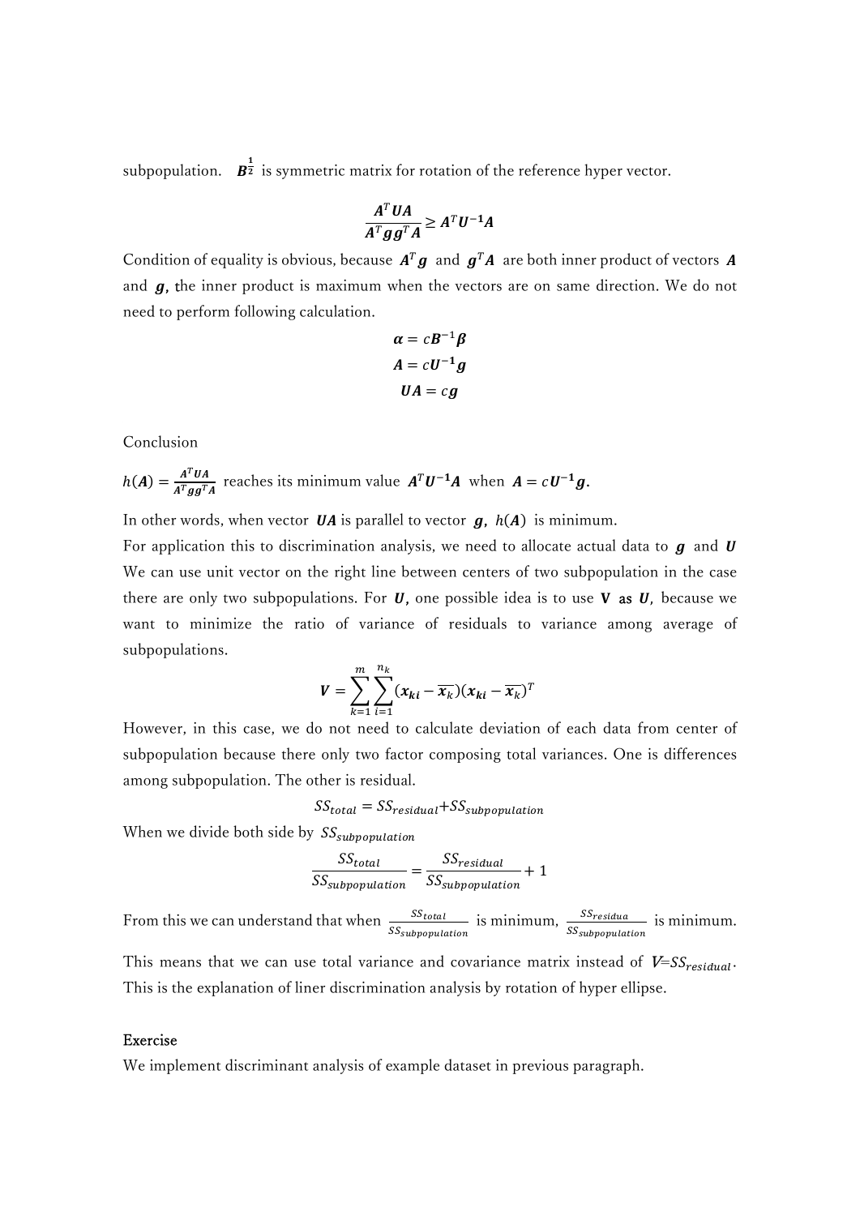subpopulation. $\boldsymbol{B}^{\frac{1}{2}}$ is symmetric matrix for rotation of the reference hyper vector.

$$\frac{\boldsymbol{A}^T\boldsymbol{U}\boldsymbol{A}}{\boldsymbol{A}^T\boldsymbol{g}\boldsymbol{g}^T\boldsymbol{A}} \geq \boldsymbol{A}^T\boldsymbol{U}^{-1}\boldsymbol{A}$$

Condition of equality is obvious, because $\boldsymbol{A}^T\boldsymbol{g}$ and $\boldsymbol{g}^T\boldsymbol{A}$ are both inner product of vectors $\boldsymbol{A}$ and $\boldsymbol{g}$, the inner product is maximum when the vectors are on same direction. We do not need to perform following calculation.

$$\boldsymbol{\alpha} = c\boldsymbol{B}^{-1}\boldsymbol{\beta}$$

$$\boldsymbol{A} = c\boldsymbol{U}^{-1}\boldsymbol{g}$$

$$\boldsymbol{U}\boldsymbol{A} = c\boldsymbol{g}$$

Conclusion

$h(\boldsymbol{A}) = \frac{\boldsymbol{A}^T\boldsymbol{U}\boldsymbol{A}}{\boldsymbol{A}^T\boldsymbol{g}\boldsymbol{g}^T\boldsymbol{A}}$ reaches its minimum value $\boldsymbol{A}^T\boldsymbol{U}^{-1}\boldsymbol{A}$ when $\boldsymbol{A} = c\boldsymbol{U}^{-1}\boldsymbol{g}$.

In other words, when vector $\boldsymbol{U}\boldsymbol{A}$ is parallel to vector $\boldsymbol{g}$, $h(\boldsymbol{A})$ is minimum.

For application this to discrimination analysis, we need to allocate actual data to $\boldsymbol{g}$ and $\boldsymbol{U}$ We can use unit vector on the right line between centers of two subpopulation in the case there are only two subpopulations. For $\boldsymbol{U}$, one possible idea is to use $\mathbf{V}$ as $\boldsymbol{U}$, because we want to minimize the ratio of variance of residuals to variance among average of subpopulations.

$$\boldsymbol{V} = \sum_{k=1}^{m}\sum_{i=1}^{n_k}(\boldsymbol{x_{ki}} - \overline{\boldsymbol{x}_k})(\boldsymbol{x_{ki}} - \overline{\boldsymbol{x}_k})^T$$

However, in this case, we do not need to calculate deviation of each data from center of subpopulation because there only two factor composing total variances. One is differences among subpopulation. The other is residual.

$$SS_{total} = SS_{residual} + SS_{subpopulation}$$

When we divide both side by $SS_{subpopulation}$

$$\frac{SS_{total}}{SS_{subpopulation}} = \frac{SS_{residual}}{SS_{subpopulation}} + 1$$

From this we can understand that when $\frac{SS_{total}}{SS_{subpopulation}}$ is minimum, $\frac{SS_{residua}}{SS_{subpopulation}}$ is minimum.

This means that we can use total variance and covariance matrix instead of $V$=$SS_{residual}$. This is the explanation of liner discrimination analysis by rotation of hyper ellipse.

Exercise

We implement discriminant analysis of example dataset in previous paragraph.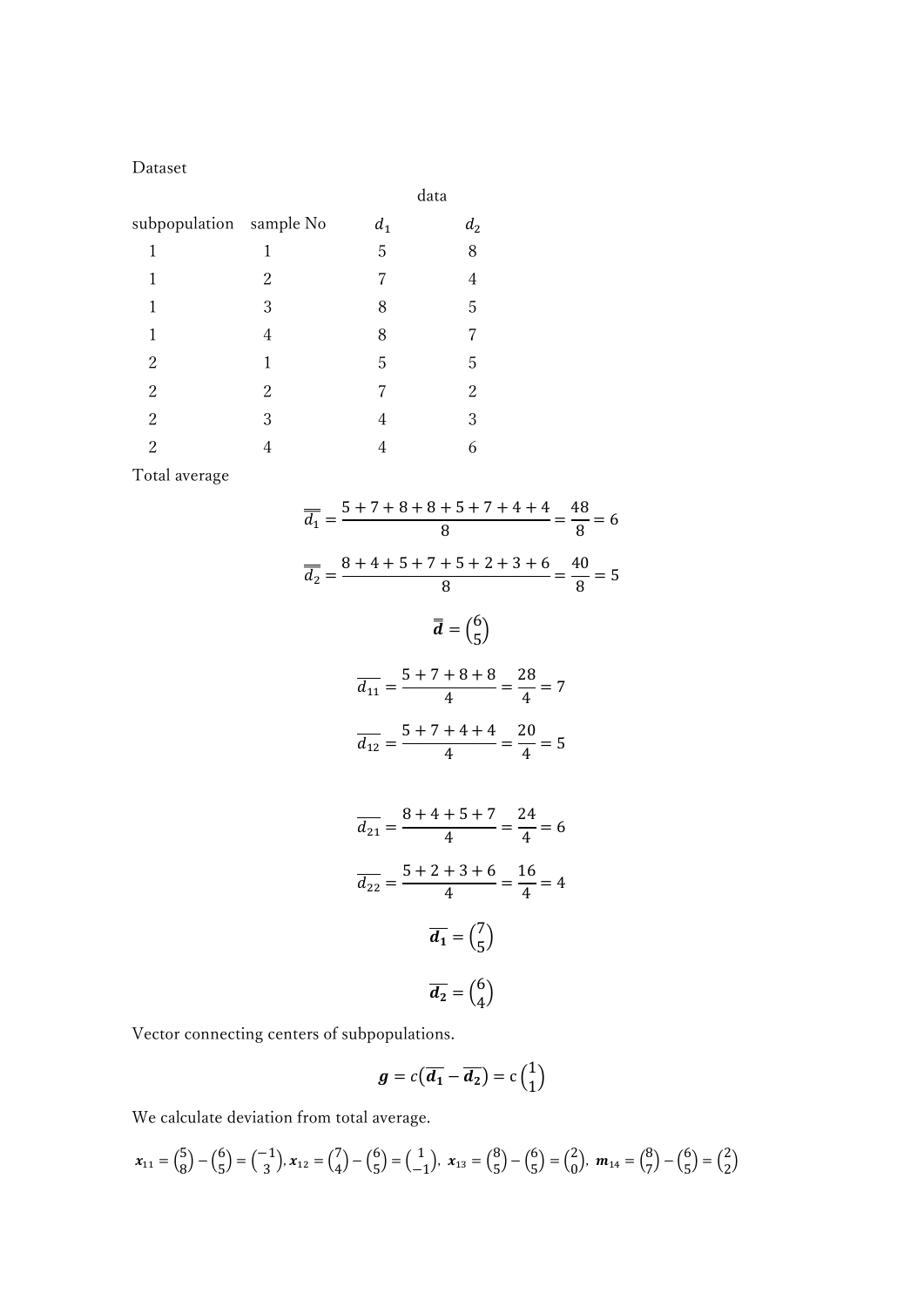Dataset

| subpopulation | sample No | data $d_1$ | $d_2$ |
|---|---|---|---|
| 1 | 1 | 5 | 8 |
| 1 | 2 | 7 | 4 |
| 1 | 3 | 8 | 5 |
| 1 | 4 | 8 | 7 |
| 2 | 1 | 5 | 5 |
| 2 | 2 | 7 | 2 |
| 2 | 3 | 4 | 3 |
| 2 | 4 | 4 | 6 |

Total average

$$\overline{\overline{d_1}} = \frac{5+7+8+8+5+7+4+4}{8} = \frac{48}{8} = 6$$

$$\overline{\overline{d_2}} = \frac{8+4+5+7+5+2+3+6}{8} = \frac{40}{8} = 5$$

$$\overline{\overline{\boldsymbol{d}}} = \begin{pmatrix} 6 \\ 5 \end{pmatrix}$$

$$\overline{d_{11}} = \frac{5+7+8+8}{4} = \frac{28}{4} = 7$$

$$\overline{d_{12}} = \frac{5+7+4+4}{4} = \frac{20}{4} = 5$$

$$\overline{d_{21}} = \frac{8+4+5+7}{4} = \frac{24}{4} = 6$$

$$\overline{d_{22}} = \frac{5+2+3+6}{4} = \frac{16}{4} = 4$$

$$\overline{\boldsymbol{d_1}} = \begin{pmatrix} 7 \\ 5 \end{pmatrix}$$

$$\overline{\boldsymbol{d_2}} = \begin{pmatrix} 6 \\ 4 \end{pmatrix}$$

Vector connecting centers of subpopulations.

$$\boldsymbol{g} = c\left(\overline{\boldsymbol{d_1}} - \overline{\boldsymbol{d_2}}\right) = c\begin{pmatrix} 1 \\ 1 \end{pmatrix}$$

We calculate deviation from total average.

$$\boldsymbol{x}_{11} = \begin{pmatrix} 5 \\ 8 \end{pmatrix} - \begin{pmatrix} 6 \\ 5 \end{pmatrix} = \begin{pmatrix} -1 \\ 3 \end{pmatrix}, \boldsymbol{x}_{12} = \begin{pmatrix} 7 \\ 4 \end{pmatrix} - \begin{pmatrix} 6 \\ 5 \end{pmatrix} = \begin{pmatrix} 1 \\ -1 \end{pmatrix}, \ \boldsymbol{x}_{13} = \begin{pmatrix} 8 \\ 5 \end{pmatrix} - \begin{pmatrix} 6 \\ 5 \end{pmatrix} = \begin{pmatrix} 2 \\ 0 \end{pmatrix}, \ \boldsymbol{m}_{14} = \begin{pmatrix} 8 \\ 7 \end{pmatrix} - \begin{pmatrix} 6 \\ 5 \end{pmatrix} = \begin{pmatrix} 2 \\ 2 \end{pmatrix}$$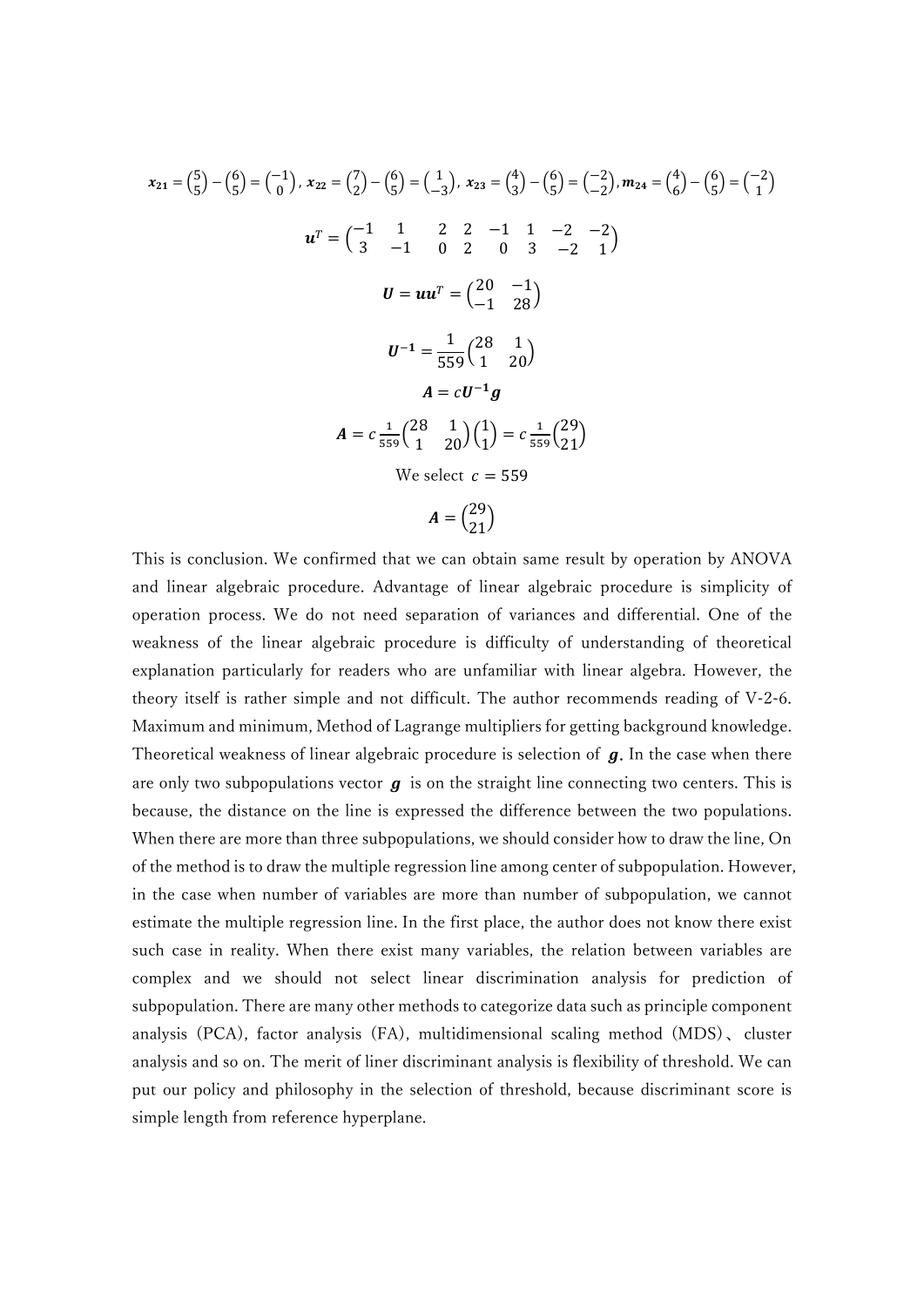$$\boldsymbol{x_{21}} = \begin{pmatrix} 5 \\ 5 \end{pmatrix} - \begin{pmatrix} 6 \\ 5 \end{pmatrix} = \begin{pmatrix} -1 \\ 0 \end{pmatrix},\ \boldsymbol{x_{22}} = \begin{pmatrix} 7 \\ 2 \end{pmatrix} - \begin{pmatrix} 6 \\ 5 \end{pmatrix} = \begin{pmatrix} 1 \\ -3 \end{pmatrix},\ \boldsymbol{x_{23}} = \begin{pmatrix} 4 \\ 3 \end{pmatrix} - \begin{pmatrix} 6 \\ 5 \end{pmatrix} = \begin{pmatrix} -2 \\ -2 \end{pmatrix}, \boldsymbol{m_{24}} = \begin{pmatrix} 4 \\ 6 \end{pmatrix} - \begin{pmatrix} 6 \\ 5 \end{pmatrix} = \begin{pmatrix} -2 \\ 1 \end{pmatrix}$$

$$\boldsymbol{u}^T = \begin{pmatrix} -1 & 1 & 2 & 2 & -1 & 1 & -2 & -2 \\ 3 & -1 & 0 & 2 & 0 & 3 & -2 & 1 \end{pmatrix}$$

$$\boldsymbol{U} = \boldsymbol{u}\boldsymbol{u}^T = \begin{pmatrix} 20 & -1 \\ -1 & 28 \end{pmatrix}$$

$$\boldsymbol{U^{-1}} = \frac{1}{559}\begin{pmatrix} 28 & 1 \\ 1 & 20 \end{pmatrix}$$

$$\boldsymbol{A} = c\boldsymbol{U^{-1}}\boldsymbol{g}$$

$$\boldsymbol{A} = c\frac{1}{559}\begin{pmatrix} 28 & 1 \\ 1 & 20 \end{pmatrix}\begin{pmatrix} 1 \\ 1 \end{pmatrix} = c\frac{1}{559}\begin{pmatrix} 29 \\ 21 \end{pmatrix}$$

We select $c = 559$

$$\boldsymbol{A} = \begin{pmatrix} 29 \\ 21 \end{pmatrix}$$

This is conclusion. We confirmed that we can obtain same result by operation by ANOVA and linear algebraic procedure. Advantage of linear algebraic procedure is simplicity of operation process. We do not need separation of variances and differential. One of the weakness of the linear algebraic procedure is difficulty of understanding of theoretical explanation particularly for readers who are unfamiliar with linear algebra. However, the theory itself is rather simple and not difficult. The author recommends reading of V-2-6. Maximum and minimum, Method of Lagrange multipliers for getting background knowledge. Theoretical weakness of linear algebraic procedure is selection of $\boldsymbol{g}$. In the case when there are only two subpopulations vector $\boldsymbol{g}$ is on the straight line connecting two centers. This is because, the distance on the line is expressed the difference between the two populations. When there are more than three subpopulations, we should consider how to draw the line, On of the method is to draw the multiple regression line among center of subpopulation. However, in the case when number of variables are more than number of subpopulation, we cannot estimate the multiple regression line. In the first place, the author does not know there exist such case in reality. When there exist many variables, the relation between variables are complex and we should not select linear discrimination analysis for prediction of subpopulation. There are many other methods to categorize data such as principle component analysis (PCA), factor analysis (FA), multidimensional scaling method (MDS)、cluster analysis and so on. The merit of liner discriminant analysis is flexibility of threshold. We can put our policy and philosophy in the selection of threshold, because discriminant score is simple length from reference hyperplane.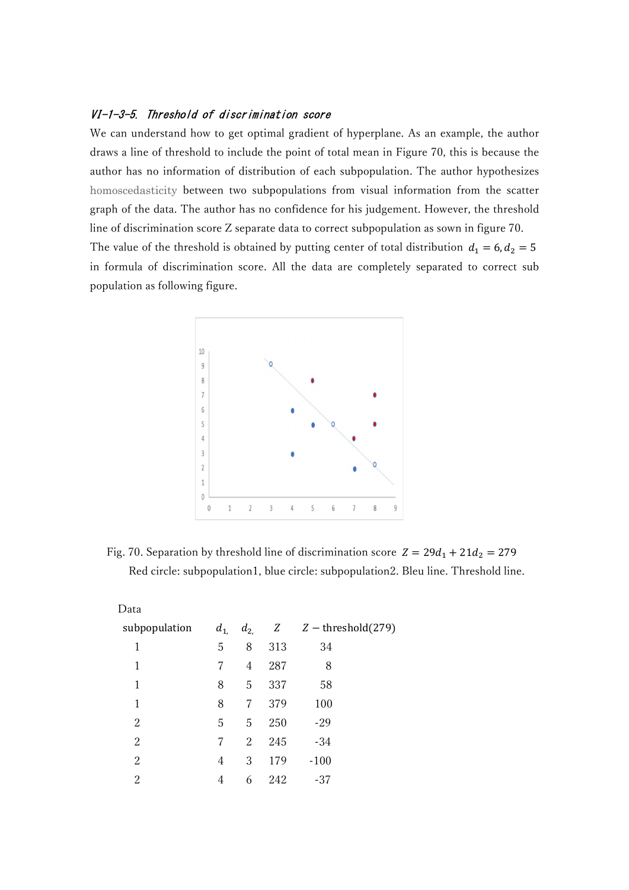### VI-1-3-5. Threshold of discrimination score

We can understand how to get optimal gradient of hyperplane. As an example, the author draws a line of threshold to include the point of total mean in Figure 70, this is because the author has no information of distribution of each subpopulation. The author hypothesizes homoscedasticity between two subpopulations from visual information from the scatter graph of the data. The author has no confidence for his judgement. However, the threshold line of discrimination score Z separate data to correct subpopulation as sown in figure 70. The value of the threshold is obtained by putting center of total distribution $d_1 = 6, d_2 = 5$ in formula of discrimination score. All the data are completely separated to correct sub population as following figure.

Fig. 70. Separation by threshold line of discrimination score $Z = 29d_1 + 21d_2 = 279$
Red circle: subpopulation1, blue circle: subpopulation2. Bleu line. Threshold line.

Data

| subpopulation | $d_{1,}$ | $d_{2,}$ | $Z$ | $Z -$ threshold(279) |
|---|---|---|---|---|
| 1 | 5 | 8 | 313 | 34 |
| 1 | 7 | 4 | 287 | 8 |
| 1 | 8 | 5 | 337 | 58 |
| 1 | 8 | 7 | 379 | 100 |
| 2 | 5 | 5 | 250 | -29 |
| 2 | 7 | 2 | 245 | -34 |
| 2 | 4 | 3 | 179 | -100 |
| 2 | 4 | 6 | 242 | -37 |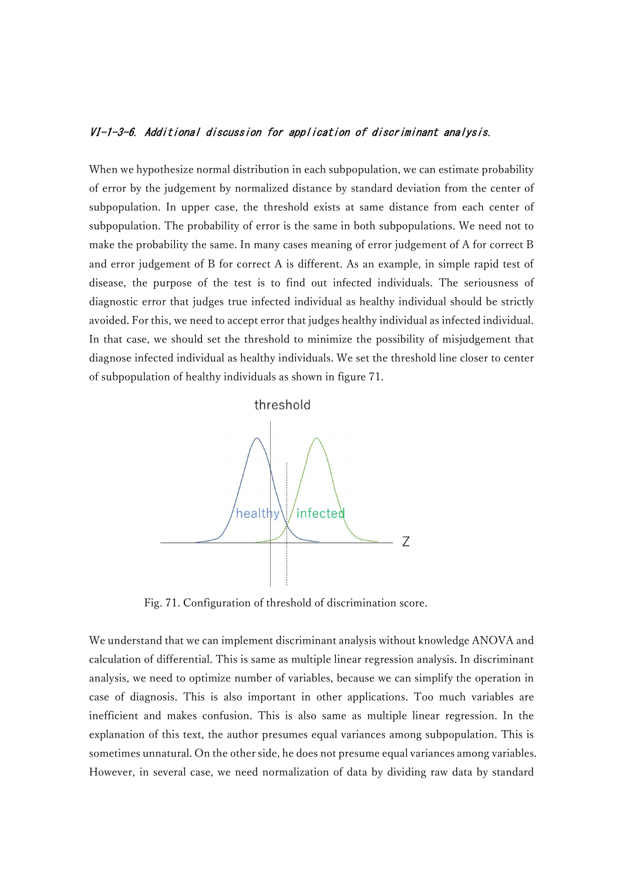### *VI-1-3-6. Additional discussion for application of discriminant analysis.*

When we hypothesize normal distribution in each subpopulation, we can estimate probability of error by the judgement by normalized distance by standard deviation from the center of subpopulation. In upper case, the threshold exists at same distance from each center of subpopulation. The probability of error is the same in both subpopulations. We need not to make the probability the same. In many cases meaning of error judgement of A for correct B and error judgement of B for correct A is different. As an example, in simple rapid test of disease, the purpose of the test is to find out infected individuals. The seriousness of diagnostic error that judges true infected individual as healthy individual should be strictly avoided. For this, we need to accept error that judges healthy individual as infected individual. In that case, we should set the threshold to minimize the possibility of misjudgement that diagnose infected individual as healthy individuals. We set the threshold line closer to center of subpopulation of healthy individuals as shown in figure 71.

Fig. 71. Configuration of threshold of discrimination score.

We understand that we can implement discriminant analysis without knowledge ANOVA and calculation of differential. This is same as multiple linear regression analysis. In discriminant analysis, we need to optimize number of variables, because we can simplify the operation in case of diagnosis. This is also important in other applications. Too much variables are inefficient and makes confusion. This is also same as multiple linear regression. In the explanation of this text, the author presumes equal variances among subpopulation. This is sometimes unnatural. On the other side, he does not presume equal variances among variables. However, in several case, we need normalization of data by dividing raw data by standard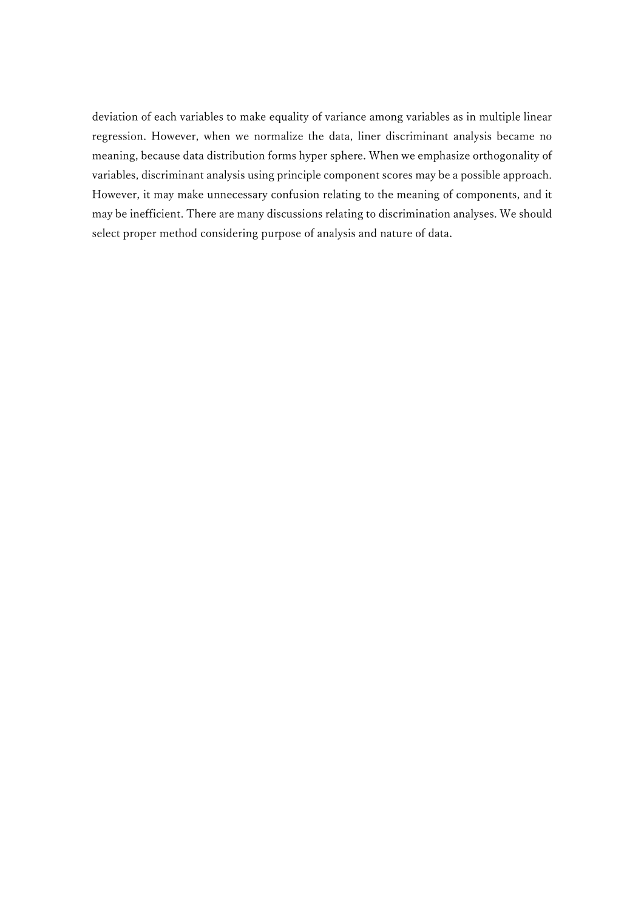deviation of each variables to make equality of variance among variables as in multiple linear regression. However, when we normalize the data, liner discriminant analysis became no meaning, because data distribution forms hyper sphere. When we emphasize orthogonality of variables, discriminant analysis using principle component scores may be a possible approach. However, it may make unnecessary confusion relating to the meaning of components, and it may be inefficient. There are many discussions relating to discrimination analyses. We should select proper method considering purpose of analysis and nature of data.